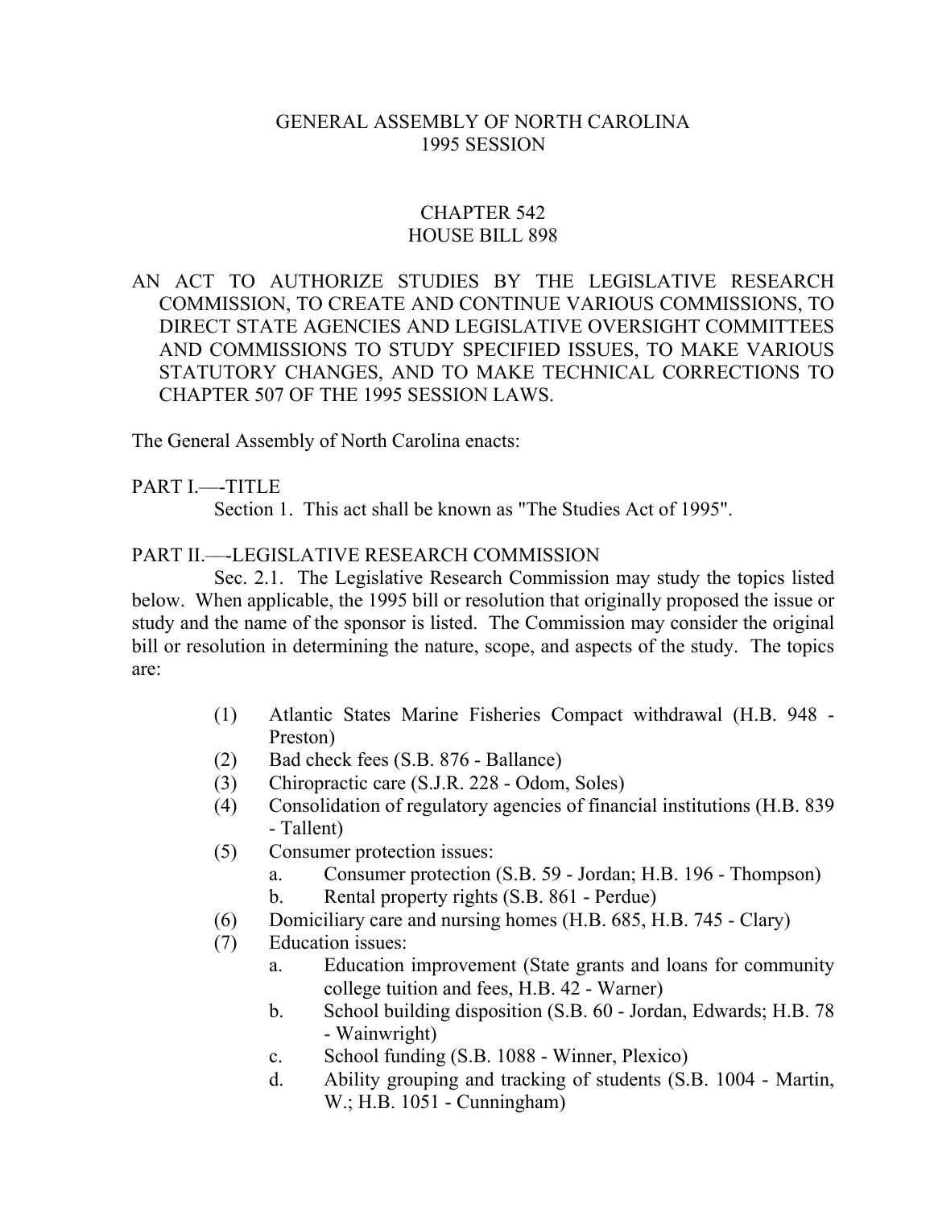GENERAL ASSEMBLY OF NORTH CAROLINA
1995 SESSION

CHAPTER 542
HOUSE BILL 898

AN ACT TO AUTHORIZE STUDIES BY THE LEGISLATIVE RESEARCH COMMISSION, TO CREATE AND CONTINUE VARIOUS COMMISSIONS, TO DIRECT STATE AGENCIES AND LEGISLATIVE OVERSIGHT COMMITTEES AND COMMISSIONS TO STUDY SPECIFIED ISSUES, TO MAKE VARIOUS STATUTORY CHANGES, AND TO MAKE TECHNICAL CORRECTIONS TO CHAPTER 507 OF THE 1995 SESSION LAWS.

The General Assembly of North Carolina enacts:

PART I.—-TITLE

Section 1. This act shall be known as "The Studies Act of 1995".

PART II.—-LEGISLATIVE RESEARCH COMMISSION

Sec. 2.1. The Legislative Research Commission may study the topics listed below. When applicable, the 1995 bill or resolution that originally proposed the issue or study and the name of the sponsor is listed. The Commission may consider the original bill or resolution in determining the nature, scope, and aspects of the study. The topics are:

(1) Atlantic States Marine Fisheries Compact withdrawal (H.B. 948 - Preston)
(2) Bad check fees (S.B. 876 - Ballance)
(3) Chiropractic care (S.J.R. 228 - Odom, Soles)
(4) Consolidation of regulatory agencies of financial institutions (H.B. 839 - Tallent)
(5) Consumer protection issues:
  a. Consumer protection (S.B. 59 - Jordan; H.B. 196 - Thompson)
  b. Rental property rights (S.B. 861 - Perdue)
(6) Domiciliary care and nursing homes (H.B. 685, H.B. 745 - Clary)
(7) Education issues:
  a. Education improvement (State grants and loans for community college tuition and fees, H.B. 42 - Warner)
  b. School building disposition (S.B. 60 - Jordan, Edwards; H.B. 78 - Wainwright)
  c. School funding (S.B. 1088 - Winner, Plexico)
  d. Ability grouping and tracking of students (S.B. 1004 - Martin, W.; H.B. 1051 - Cunningham)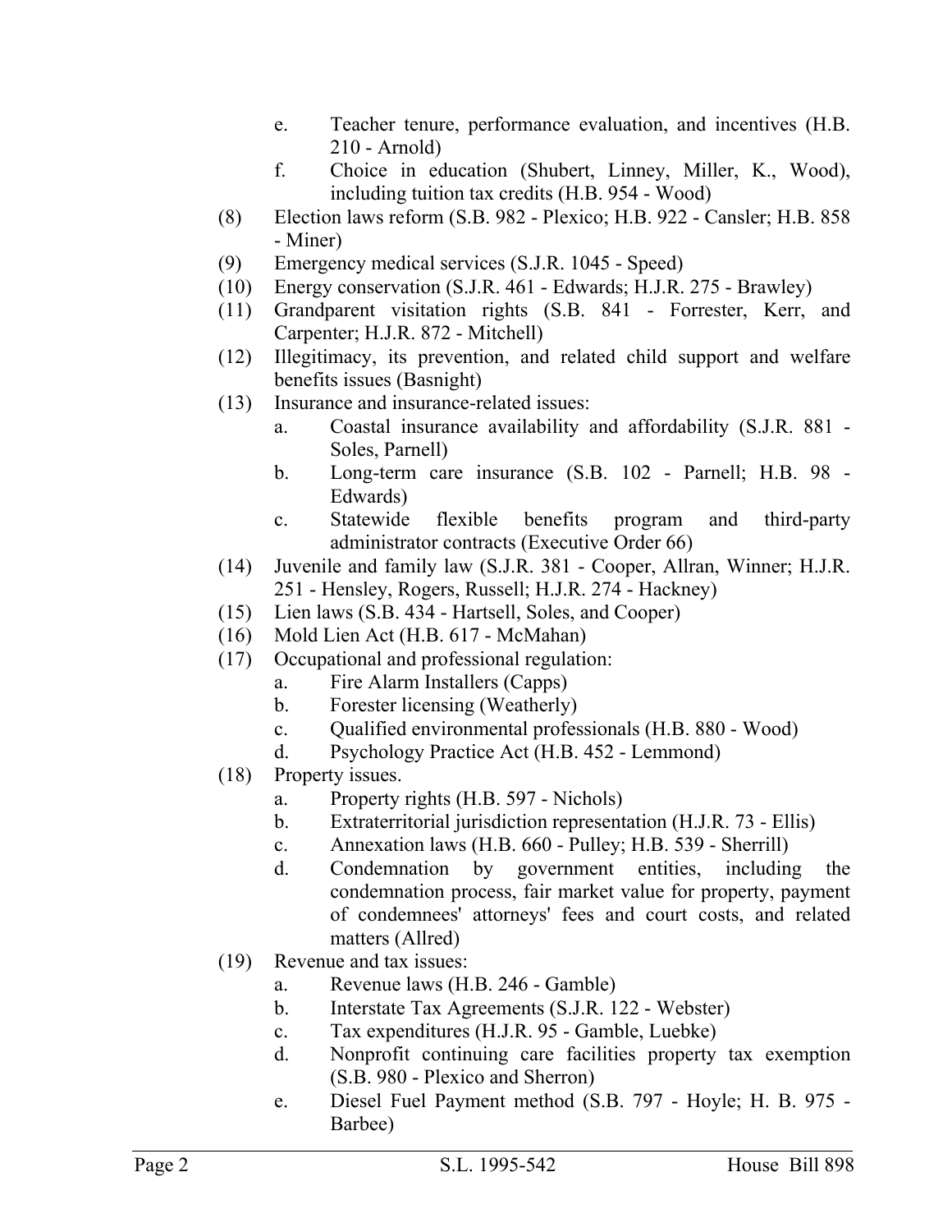e. Teacher tenure, performance evaluation, and incentives (H.B. 210 - Arnold)
f. Choice in education (Shubert, Linney, Miller, K., Wood), including tuition tax credits (H.B. 954 - Wood)

(8) Election laws reform (S.B. 982 - Plexico; H.B. 922 - Cansler; H.B. 858 - Miner)

(9) Emergency medical services (S.J.R. 1045 - Speed)

(10) Energy conservation (S.J.R. 461 - Edwards; H.J.R. 275 - Brawley)

(11) Grandparent visitation rights (S.B. 841 - Forrester, Kerr, and Carpenter; H.J.R. 872 - Mitchell)

(12) Illegitimacy, its prevention, and related child support and welfare benefits issues (Basnight)

(13) Insurance and insurance-related issues:
a. Coastal insurance availability and affordability (S.J.R. 881 - Soles, Parnell)
b. Long-term care insurance (S.B. 102 - Parnell; H.B. 98 - Edwards)
c. Statewide flexible benefits program and third-party administrator contracts (Executive Order 66)

(14) Juvenile and family law (S.J.R. 381 - Cooper, Allran, Winner; H.J.R. 251 - Hensley, Rogers, Russell; H.J.R. 274 - Hackney)

(15) Lien laws (S.B. 434 - Hartsell, Soles, and Cooper)

(16) Mold Lien Act (H.B. 617 - McMahan)

(17) Occupational and professional regulation:
a. Fire Alarm Installers (Capps)
b. Forester licensing (Weatherly)
c. Qualified environmental professionals (H.B. 880 - Wood)
d. Psychology Practice Act (H.B. 452 - Lemmond)

(18) Property issues.
a. Property rights (H.B. 597 - Nichols)
b. Extraterritorial jurisdiction representation (H.J.R. 73 - Ellis)
c. Annexation laws (H.B. 660 - Pulley; H.B. 539 - Sherrill)
d. Condemnation by government entities, including the condemnation process, fair market value for property, payment of condemnees' attorneys' fees and court costs, and related matters (Allred)

(19) Revenue and tax issues:
a. Revenue laws (H.B. 246 - Gamble)
b. Interstate Tax Agreements (S.J.R. 122 - Webster)
c. Tax expenditures (H.J.R. 95 - Gamble, Luebke)
d. Nonprofit continuing care facilities property tax exemption (S.B. 980 - Plexico and Sherron)
e. Diesel Fuel Payment method (S.B. 797 - Hoyle; H. B. 975 - Barbee)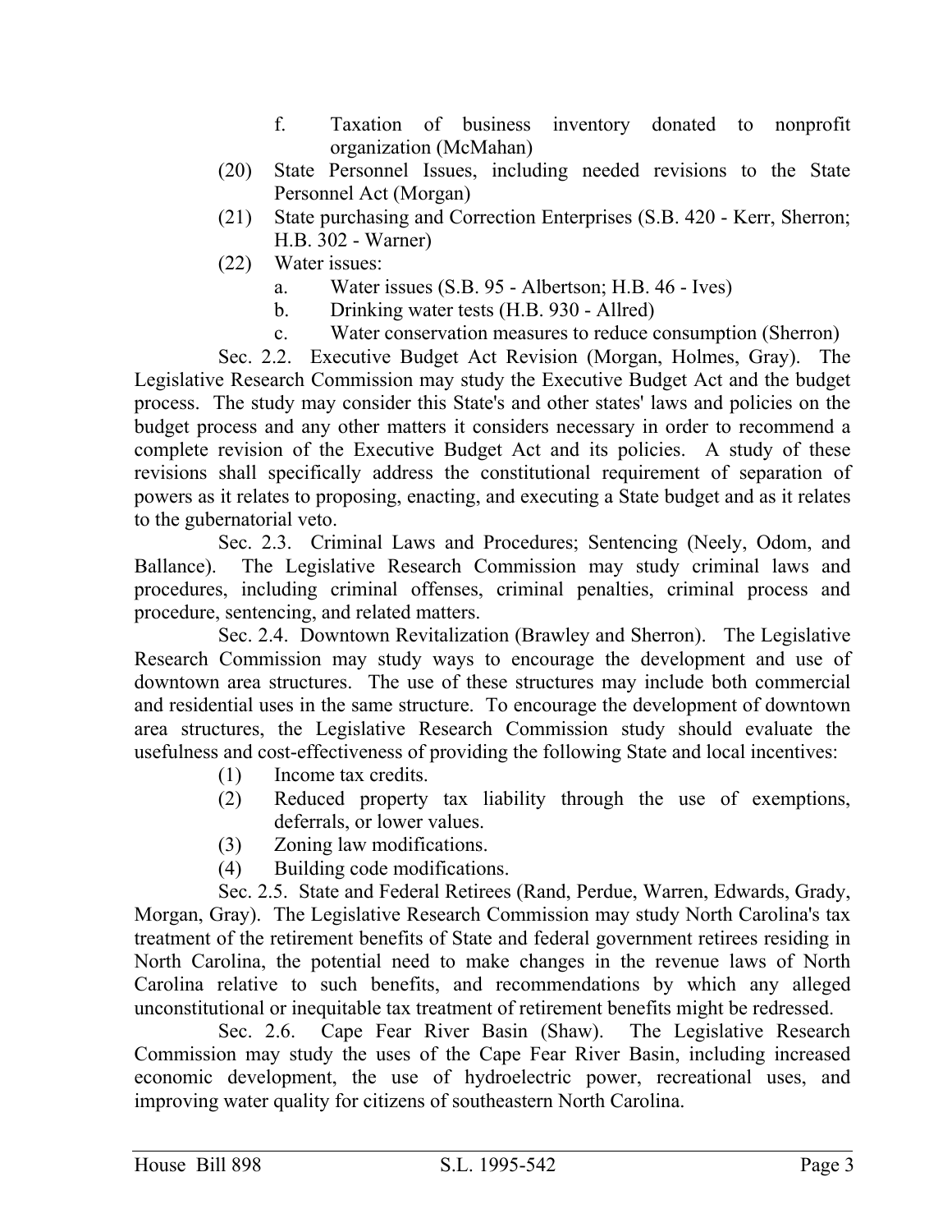f. Taxation of business inventory donated to nonprofit organization (McMahan)

(20) State Personnel Issues, including needed revisions to the State Personnel Act (Morgan)

(21) State purchasing and Correction Enterprises (S.B. 420 - Kerr, Sherron; H.B. 302 - Warner)

(22) Water issues:

a. Water issues (S.B. 95 - Albertson; H.B. 46 - Ives)

b. Drinking water tests (H.B. 930 - Allred)

c. Water conservation measures to reduce consumption (Sherron)

Sec. 2.2. Executive Budget Act Revision (Morgan, Holmes, Gray). The Legislative Research Commission may study the Executive Budget Act and the budget process. The study may consider this State's and other states' laws and policies on the budget process and any other matters it considers necessary in order to recommend a complete revision of the Executive Budget Act and its policies. A study of these revisions shall specifically address the constitutional requirement of separation of powers as it relates to proposing, enacting, and executing a State budget and as it relates to the gubernatorial veto.

Sec. 2.3. Criminal Laws and Procedures; Sentencing (Neely, Odom, and Ballance). The Legislative Research Commission may study criminal laws and procedures, including criminal offenses, criminal penalties, criminal process and procedure, sentencing, and related matters.

Sec. 2.4. Downtown Revitalization (Brawley and Sherron). The Legislative Research Commission may study ways to encourage the development and use of downtown area structures. The use of these structures may include both commercial and residential uses in the same structure. To encourage the development of downtown area structures, the Legislative Research Commission study should evaluate the usefulness and cost-effectiveness of providing the following State and local incentives:

(1) Income tax credits.

(2) Reduced property tax liability through the use of exemptions, deferrals, or lower values.

(3) Zoning law modifications.

(4) Building code modifications.

Sec. 2.5. State and Federal Retirees (Rand, Perdue, Warren, Edwards, Grady, Morgan, Gray). The Legislative Research Commission may study North Carolina's tax treatment of the retirement benefits of State and federal government retirees residing in North Carolina, the potential need to make changes in the revenue laws of North Carolina relative to such benefits, and recommendations by which any alleged unconstitutional or inequitable tax treatment of retirement benefits might be redressed.

Sec. 2.6. Cape Fear River Basin (Shaw). The Legislative Research Commission may study the uses of the Cape Fear River Basin, including increased economic development, the use of hydroelectric power, recreational uses, and improving water quality for citizens of southeastern North Carolina.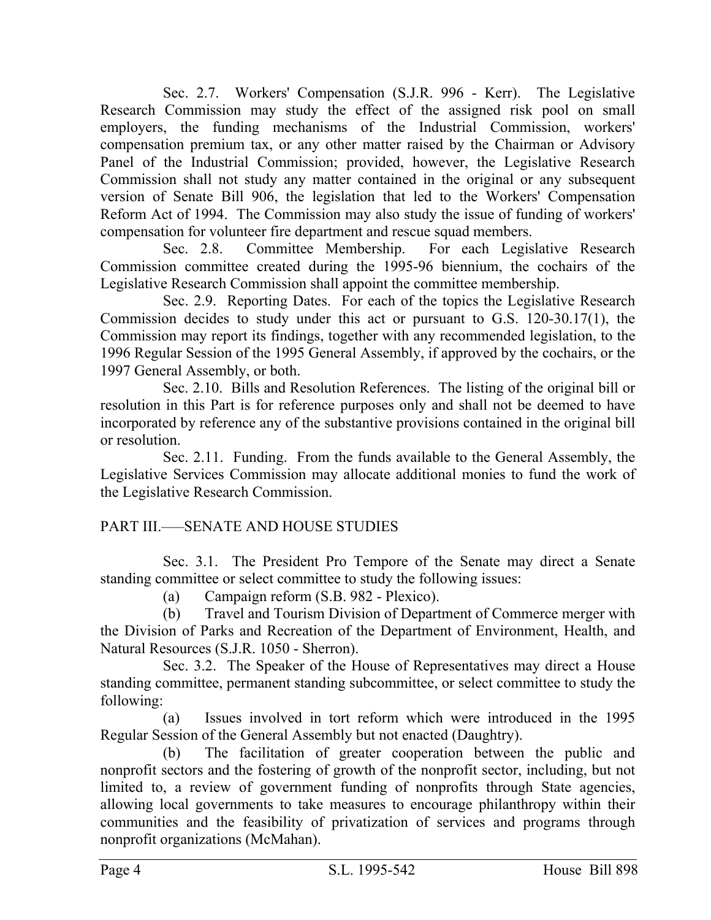Sec. 2.7. Workers' Compensation (S.J.R. 996 - Kerr). The Legislative Research Commission may study the effect of the assigned risk pool on small employers, the funding mechanisms of the Industrial Commission, workers' compensation premium tax, or any other matter raised by the Chairman or Advisory Panel of the Industrial Commission; provided, however, the Legislative Research Commission shall not study any matter contained in the original or any subsequent version of Senate Bill 906, the legislation that led to the Workers' Compensation Reform Act of 1994. The Commission may also study the issue of funding of workers' compensation for volunteer fire department and rescue squad members.

Sec. 2.8. Committee Membership. For each Legislative Research Commission committee created during the 1995-96 biennium, the cochairs of the Legislative Research Commission shall appoint the committee membership.

Sec. 2.9. Reporting Dates. For each of the topics the Legislative Research Commission decides to study under this act or pursuant to G.S. 120-30.17(1), the Commission may report its findings, together with any recommended legislation, to the 1996 Regular Session of the 1995 General Assembly, if approved by the cochairs, or the 1997 General Assembly, or both.

Sec. 2.10. Bills and Resolution References. The listing of the original bill or resolution in this Part is for reference purposes only and shall not be deemed to have incorporated by reference any of the substantive provisions contained in the original bill or resolution.

Sec. 2.11. Funding. From the funds available to the General Assembly, the Legislative Services Commission may allocate additional monies to fund the work of the Legislative Research Commission.

PART III.——SENATE AND HOUSE STUDIES

Sec. 3.1. The President Pro Tempore of the Senate may direct a Senate standing committee or select committee to study the following issues:

(a) Campaign reform (S.B. 982 - Plexico).

(b) Travel and Tourism Division of Department of Commerce merger with the Division of Parks and Recreation of the Department of Environment, Health, and Natural Resources (S.J.R. 1050 - Sherron).

Sec. 3.2. The Speaker of the House of Representatives may direct a House standing committee, permanent standing subcommittee, or select committee to study the following:

(a) Issues involved in tort reform which were introduced in the 1995 Regular Session of the General Assembly but not enacted (Daughtry).

(b) The facilitation of greater cooperation between the public and nonprofit sectors and the fostering of growth of the nonprofit sector, including, but not limited to, a review of government funding of nonprofits through State agencies, allowing local governments to take measures to encourage philanthropy within their communities and the feasibility of privatization of services and programs through nonprofit organizations (McMahan).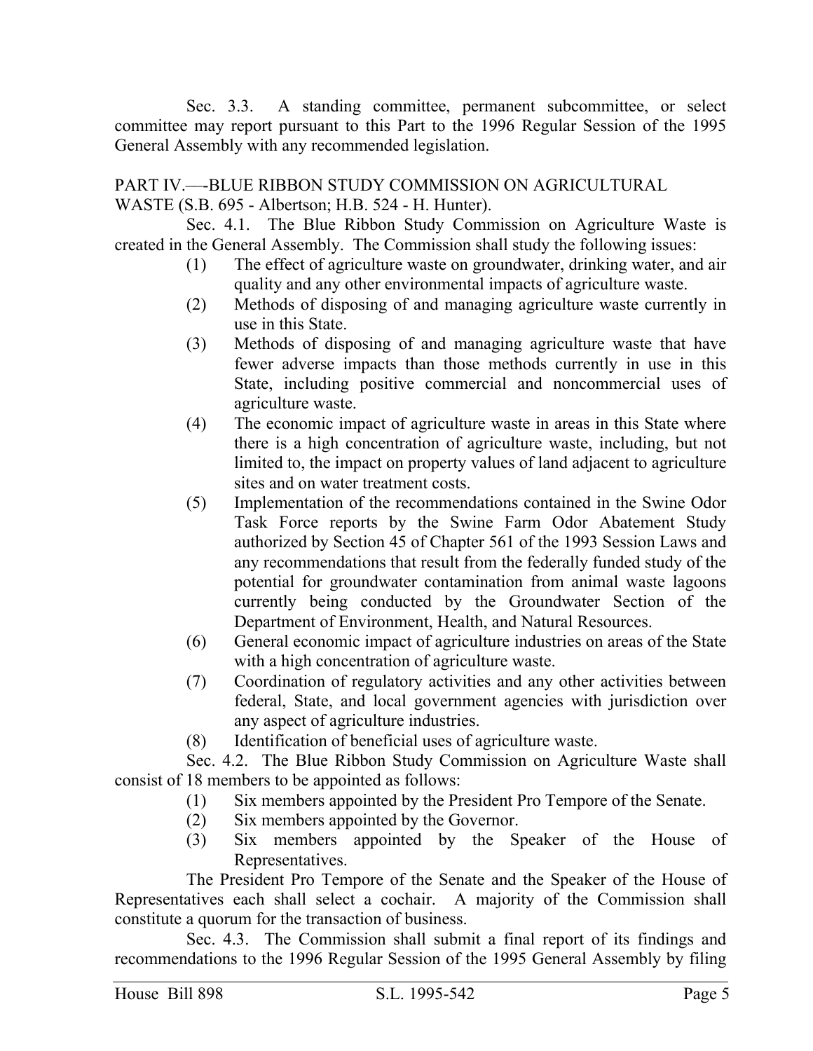Sec. 3.3. A standing committee, permanent subcommittee, or select committee may report pursuant to this Part to the 1996 Regular Session of the 1995 General Assembly with any recommended legislation.

PART IV.—-BLUE RIBBON STUDY COMMISSION ON AGRICULTURAL WASTE (S.B. 695 - Albertson; H.B. 524 - H. Hunter).

Sec. 4.1. The Blue Ribbon Study Commission on Agriculture Waste is created in the General Assembly. The Commission shall study the following issues:

(1) The effect of agriculture waste on groundwater, drinking water, and air quality and any other environmental impacts of agriculture waste.
(2) Methods of disposing of and managing agriculture waste currently in use in this State.
(3) Methods of disposing of and managing agriculture waste that have fewer adverse impacts than those methods currently in use in this State, including positive commercial and noncommercial uses of agriculture waste.
(4) The economic impact of agriculture waste in areas in this State where there is a high concentration of agriculture waste, including, but not limited to, the impact on property values of land adjacent to agriculture sites and on water treatment costs.
(5) Implementation of the recommendations contained in the Swine Odor Task Force reports by the Swine Farm Odor Abatement Study authorized by Section 45 of Chapter 561 of the 1993 Session Laws and any recommendations that result from the federally funded study of the potential for groundwater contamination from animal waste lagoons currently being conducted by the Groundwater Section of the Department of Environment, Health, and Natural Resources.
(6) General economic impact of agriculture industries on areas of the State with a high concentration of agriculture waste.
(7) Coordination of regulatory activities and any other activities between federal, State, and local government agencies with jurisdiction over any aspect of agriculture industries.
(8) Identification of beneficial uses of agriculture waste.

Sec. 4.2. The Blue Ribbon Study Commission on Agriculture Waste shall consist of 18 members to be appointed as follows:

(1) Six members appointed by the President Pro Tempore of the Senate.
(2) Six members appointed by the Governor.
(3) Six members appointed by the Speaker of the House of Representatives.

The President Pro Tempore of the Senate and the Speaker of the House of Representatives each shall select a cochair. A majority of the Commission shall constitute a quorum for the transaction of business.

Sec. 4.3. The Commission shall submit a final report of its findings and recommendations to the 1996 Regular Session of the 1995 General Assembly by filing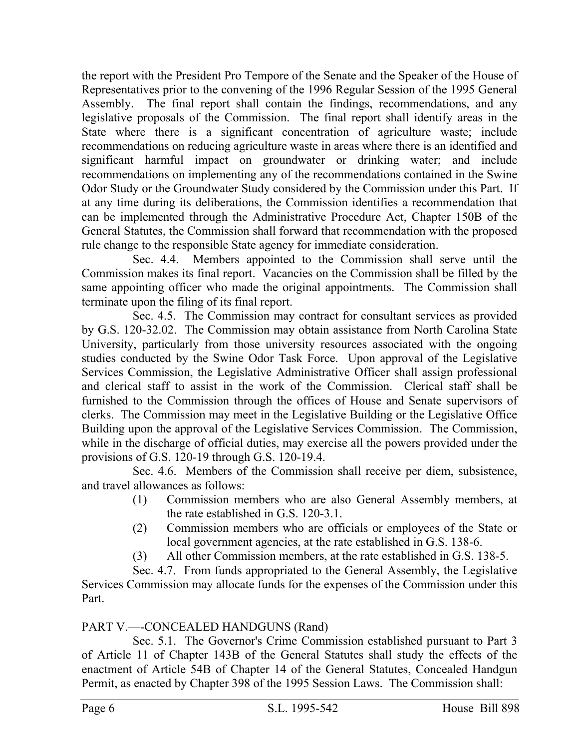the report with the President Pro Tempore of the Senate and the Speaker of the House of Representatives prior to the convening of the 1996 Regular Session of the 1995 General Assembly. The final report shall contain the findings, recommendations, and any legislative proposals of the Commission. The final report shall identify areas in the State where there is a significant concentration of agriculture waste; include recommendations on reducing agriculture waste in areas where there is an identified and significant harmful impact on groundwater or drinking water; and include recommendations on implementing any of the recommendations contained in the Swine Odor Study or the Groundwater Study considered by the Commission under this Part. If at any time during its deliberations, the Commission identifies a recommendation that can be implemented through the Administrative Procedure Act, Chapter 150B of the General Statutes, the Commission shall forward that recommendation with the proposed rule change to the responsible State agency for immediate consideration.

Sec. 4.4. Members appointed to the Commission shall serve until the Commission makes its final report. Vacancies on the Commission shall be filled by the same appointing officer who made the original appointments. The Commission shall terminate upon the filing of its final report.

Sec. 4.5. The Commission may contract for consultant services as provided by G.S. 120-32.02. The Commission may obtain assistance from North Carolina State University, particularly from those university resources associated with the ongoing studies conducted by the Swine Odor Task Force. Upon approval of the Legislative Services Commission, the Legislative Administrative Officer shall assign professional and clerical staff to assist in the work of the Commission. Clerical staff shall be furnished to the Commission through the offices of House and Senate supervisors of clerks. The Commission may meet in the Legislative Building or the Legislative Office Building upon the approval of the Legislative Services Commission. The Commission, while in the discharge of official duties, may exercise all the powers provided under the provisions of G.S. 120-19 through G.S. 120-19.4.

Sec. 4.6. Members of the Commission shall receive per diem, subsistence, and travel allowances as follows:

(1) Commission members who are also General Assembly members, at the rate established in G.S. 120-3.1.

(2) Commission members who are officials or employees of the State or local government agencies, at the rate established in G.S. 138-6.

(3) All other Commission members, at the rate established in G.S. 138-5.

Sec. 4.7. From funds appropriated to the General Assembly, the Legislative Services Commission may allocate funds for the expenses of the Commission under this Part.

PART V.—-CONCEALED HANDGUNS (Rand)

Sec. 5.1. The Governor's Crime Commission established pursuant to Part 3 of Article 11 of Chapter 143B of the General Statutes shall study the effects of the enactment of Article 54B of Chapter 14 of the General Statutes, Concealed Handgun Permit, as enacted by Chapter 398 of the 1995 Session Laws. The Commission shall: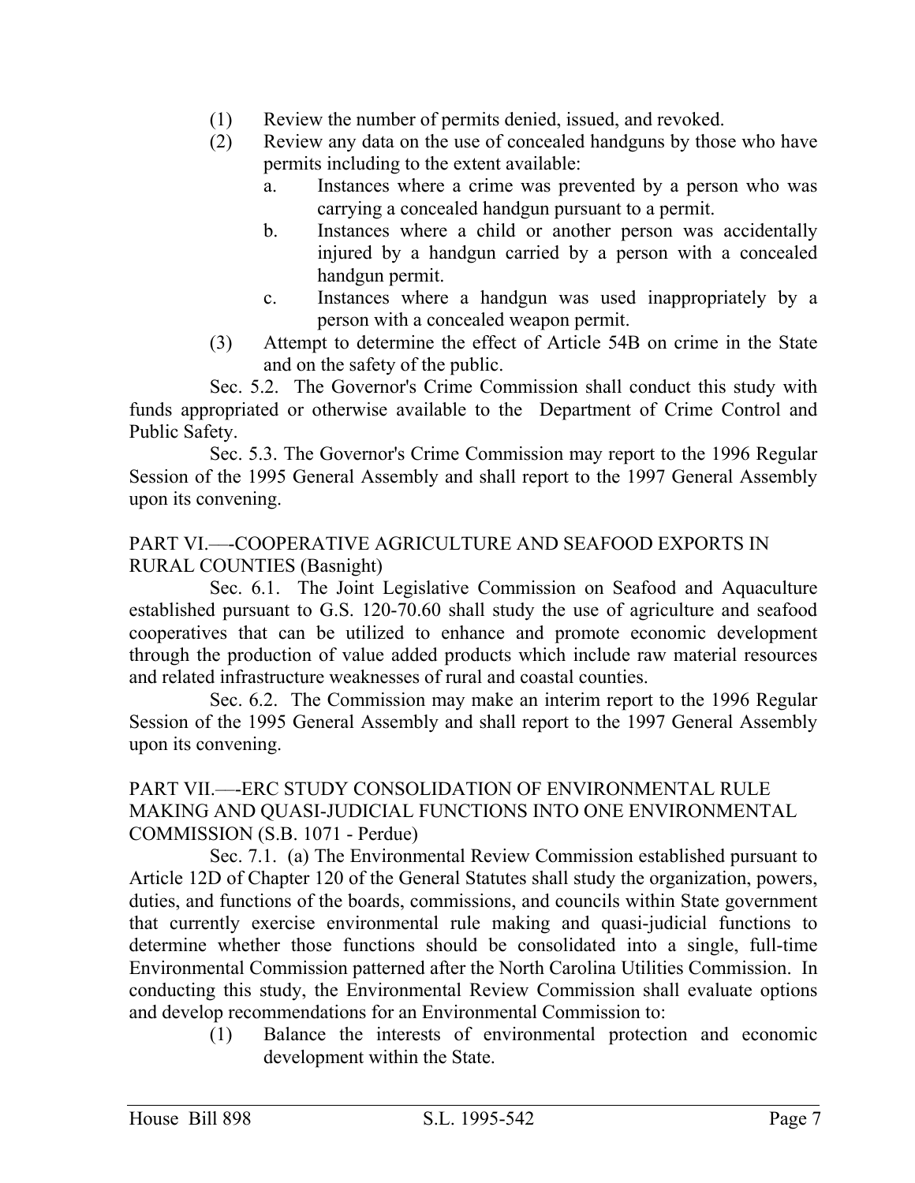(1) Review the number of permits denied, issued, and revoked.

(2) Review any data on the use of concealed handguns by those who have permits including to the extent available:

a. Instances where a crime was prevented by a person who was carrying a concealed handgun pursuant to a permit.

b. Instances where a child or another person was accidentally injured by a handgun carried by a person with a concealed handgun permit.

c. Instances where a handgun was used inappropriately by a person with a concealed weapon permit.

(3) Attempt to determine the effect of Article 54B on crime in the State and on the safety of the public.

Sec. 5.2. The Governor's Crime Commission shall conduct this study with funds appropriated or otherwise available to the Department of Crime Control and Public Safety.

Sec. 5.3. The Governor's Crime Commission may report to the 1996 Regular Session of the 1995 General Assembly and shall report to the 1997 General Assembly upon its convening.

PART VI.—-COOPERATIVE AGRICULTURE AND SEAFOOD EXPORTS IN RURAL COUNTIES (Basnight)

Sec. 6.1. The Joint Legislative Commission on Seafood and Aquaculture established pursuant to G.S. 120-70.60 shall study the use of agriculture and seafood cooperatives that can be utilized to enhance and promote economic development through the production of value added products which include raw material resources and related infrastructure weaknesses of rural and coastal counties.

Sec. 6.2. The Commission may make an interim report to the 1996 Regular Session of the 1995 General Assembly and shall report to the 1997 General Assembly upon its convening.

PART VII.—-ERC STUDY CONSOLIDATION OF ENVIRONMENTAL RULE MAKING AND QUASI-JUDICIAL FUNCTIONS INTO ONE ENVIRONMENTAL COMMISSION (S.B. 1071 - Perdue)

Sec. 7.1. (a) The Environmental Review Commission established pursuant to Article 12D of Chapter 120 of the General Statutes shall study the organization, powers, duties, and functions of the boards, commissions, and councils within State government that currently exercise environmental rule making and quasi-judicial functions to determine whether those functions should be consolidated into a single, full-time Environmental Commission patterned after the North Carolina Utilities Commission. In conducting this study, the Environmental Review Commission shall evaluate options and develop recommendations for an Environmental Commission to:

(1) Balance the interests of environmental protection and economic development within the State.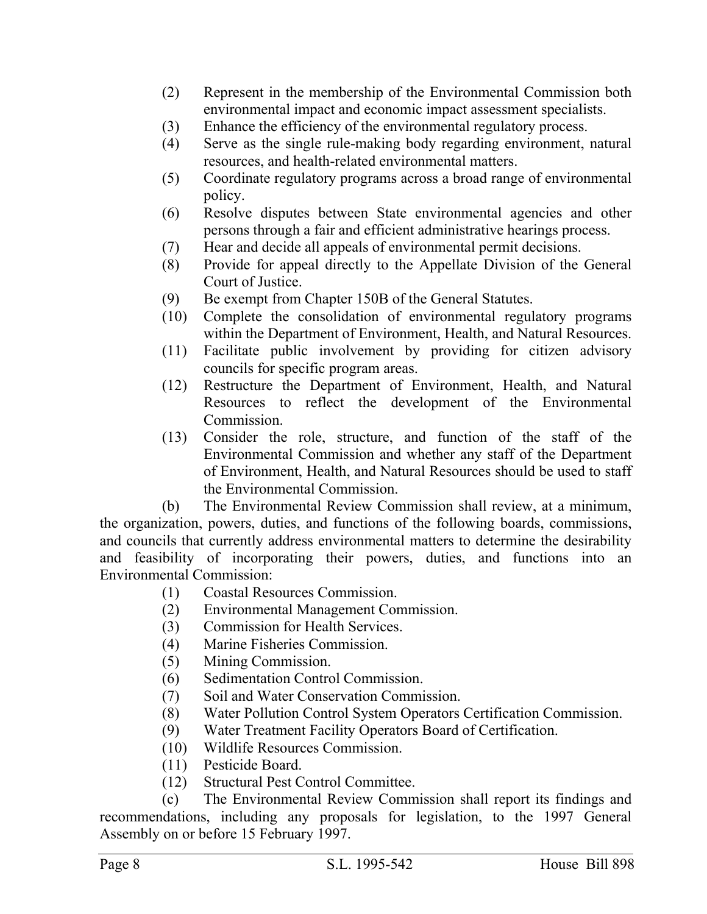(2) Represent in the membership of the Environmental Commission both environmental impact and economic impact assessment specialists.
(3) Enhance the efficiency of the environmental regulatory process.
(4) Serve as the single rule-making body regarding environment, natural resources, and health-related environmental matters.
(5) Coordinate regulatory programs across a broad range of environmental policy.
(6) Resolve disputes between State environmental agencies and other persons through a fair and efficient administrative hearings process.
(7) Hear and decide all appeals of environmental permit decisions.
(8) Provide for appeal directly to the Appellate Division of the General Court of Justice.
(9) Be exempt from Chapter 150B of the General Statutes.
(10) Complete the consolidation of environmental regulatory programs within the Department of Environment, Health, and Natural Resources.
(11) Facilitate public involvement by providing for citizen advisory councils for specific program areas.
(12) Restructure the Department of Environment, Health, and Natural Resources to reflect the development of the Environmental Commission.
(13) Consider the role, structure, and function of the staff of the Environmental Commission and whether any staff of the Department of Environment, Health, and Natural Resources should be used to staff the Environmental Commission.

(b) The Environmental Review Commission shall review, at a minimum, the organization, powers, duties, and functions of the following boards, commissions, and councils that currently address environmental matters to determine the desirability and feasibility of incorporating their powers, duties, and functions into an Environmental Commission:

(1) Coastal Resources Commission.
(2) Environmental Management Commission.
(3) Commission for Health Services.
(4) Marine Fisheries Commission.
(5) Mining Commission.
(6) Sedimentation Control Commission.
(7) Soil and Water Conservation Commission.
(8) Water Pollution Control System Operators Certification Commission.
(9) Water Treatment Facility Operators Board of Certification.
(10) Wildlife Resources Commission.
(11) Pesticide Board.
(12) Structural Pest Control Committee.

(c) The Environmental Review Commission shall report its findings and recommendations, including any proposals for legislation, to the 1997 General Assembly on or before 15 February 1997.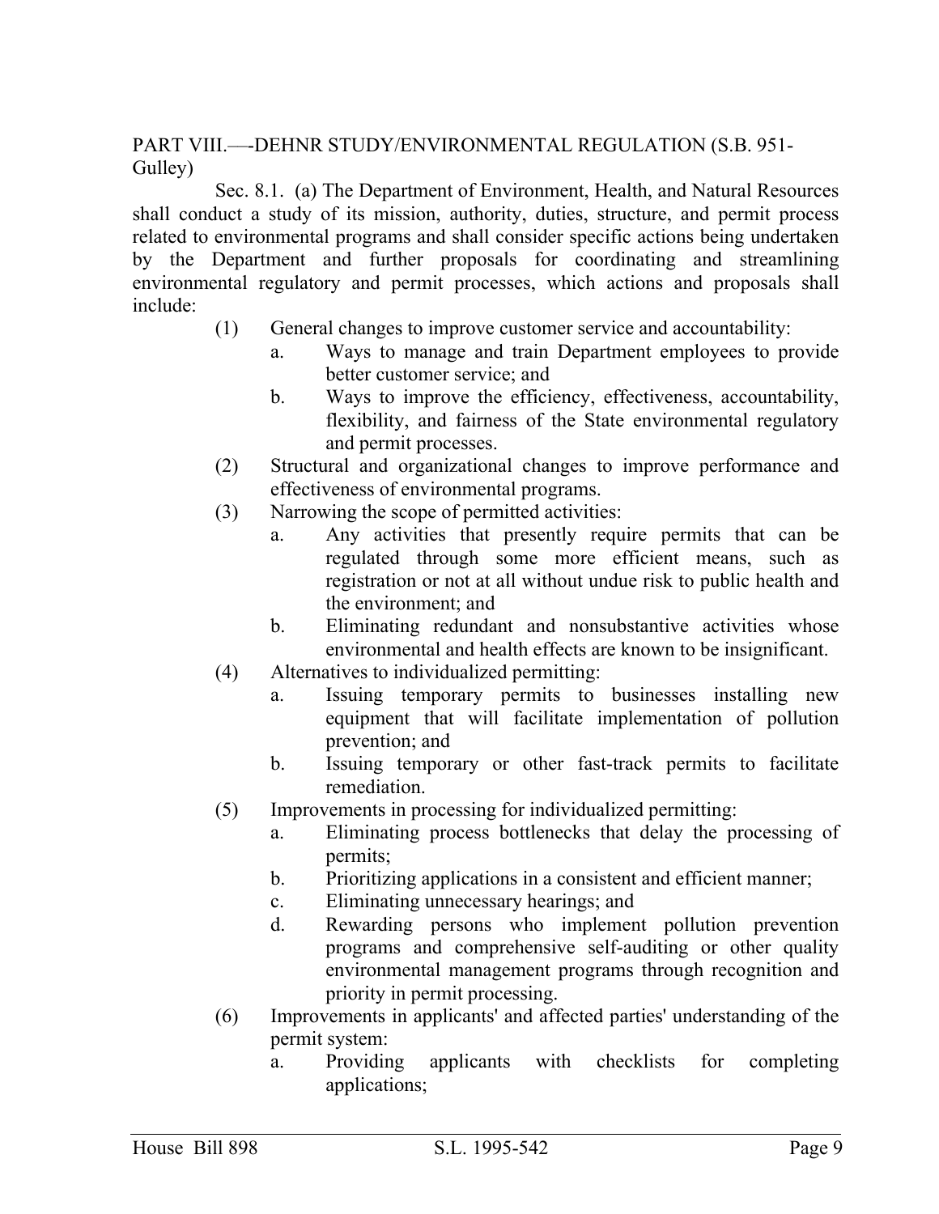PART VIII.—-DEHNR STUDY/ENVIRONMENTAL REGULATION (S.B. 951-Gulley)

Sec. 8.1. (a) The Department of Environment, Health, and Natural Resources shall conduct a study of its mission, authority, duties, structure, and permit process related to environmental programs and shall consider specific actions being undertaken by the Department and further proposals for coordinating and streamlining environmental regulatory and permit processes, which actions and proposals shall include:

(1) General changes to improve customer service and accountability:
  a. Ways to manage and train Department employees to provide better customer service; and
  b. Ways to improve the efficiency, effectiveness, accountability, flexibility, and fairness of the State environmental regulatory and permit processes.

(2) Structural and organizational changes to improve performance and effectiveness of environmental programs.

(3) Narrowing the scope of permitted activities:
  a. Any activities that presently require permits that can be regulated through some more efficient means, such as registration or not at all without undue risk to public health and the environment; and
  b. Eliminating redundant and nonsubstantive activities whose environmental and health effects are known to be insignificant.

(4) Alternatives to individualized permitting:
  a. Issuing temporary permits to businesses installing new equipment that will facilitate implementation of pollution prevention; and
  b. Issuing temporary or other fast-track permits to facilitate remediation.

(5) Improvements in processing for individualized permitting:
  a. Eliminating process bottlenecks that delay the processing of permits;
  b. Prioritizing applications in a consistent and efficient manner;
  c. Eliminating unnecessary hearings; and
  d. Rewarding persons who implement pollution prevention programs and comprehensive self-auditing or other quality environmental management programs through recognition and priority in permit processing.

(6) Improvements in applicants' and affected parties' understanding of the permit system:
  a. Providing applicants with checklists for completing applications;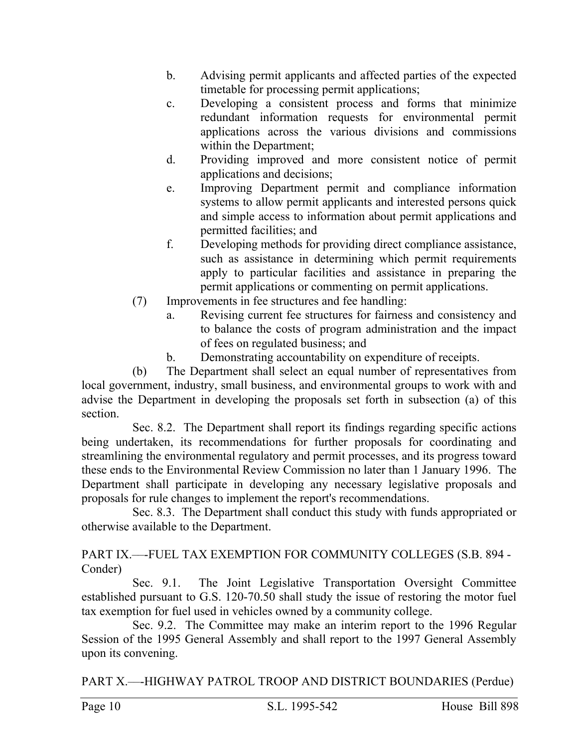b. Advising permit applicants and affected parties of the expected timetable for processing permit applications;

c. Developing a consistent process and forms that minimize redundant information requests for environmental permit applications across the various divisions and commissions within the Department;

d. Providing improved and more consistent notice of permit applications and decisions;

e. Improving Department permit and compliance information systems to allow permit applicants and interested persons quick and simple access to information about permit applications and permitted facilities; and

f. Developing methods for providing direct compliance assistance, such as assistance in determining which permit requirements apply to particular facilities and assistance in preparing the permit applications or commenting on permit applications.

(7) Improvements in fee structures and fee handling:

a. Revising current fee structures for fairness and consistency and to balance the costs of program administration and the impact of fees on regulated business; and

b. Demonstrating accountability on expenditure of receipts.

(b) The Department shall select an equal number of representatives from local government, industry, small business, and environmental groups to work with and advise the Department in developing the proposals set forth in subsection (a) of this section.

Sec. 8.2. The Department shall report its findings regarding specific actions being undertaken, its recommendations for further proposals for coordinating and streamlining the environmental regulatory and permit processes, and its progress toward these ends to the Environmental Review Commission no later than 1 January 1996. The Department shall participate in developing any necessary legislative proposals and proposals for rule changes to implement the report's recommendations.

Sec. 8.3. The Department shall conduct this study with funds appropriated or otherwise available to the Department.

PART IX.—-FUEL TAX EXEMPTION FOR COMMUNITY COLLEGES (S.B. 894 - Conder)

Sec. 9.1. The Joint Legislative Transportation Oversight Committee established pursuant to G.S. 120-70.50 shall study the issue of restoring the motor fuel tax exemption for fuel used in vehicles owned by a community college.

Sec. 9.2. The Committee may make an interim report to the 1996 Regular Session of the 1995 General Assembly and shall report to the 1997 General Assembly upon its convening.

PART X.—-HIGHWAY PATROL TROOP AND DISTRICT BOUNDARIES (Perdue)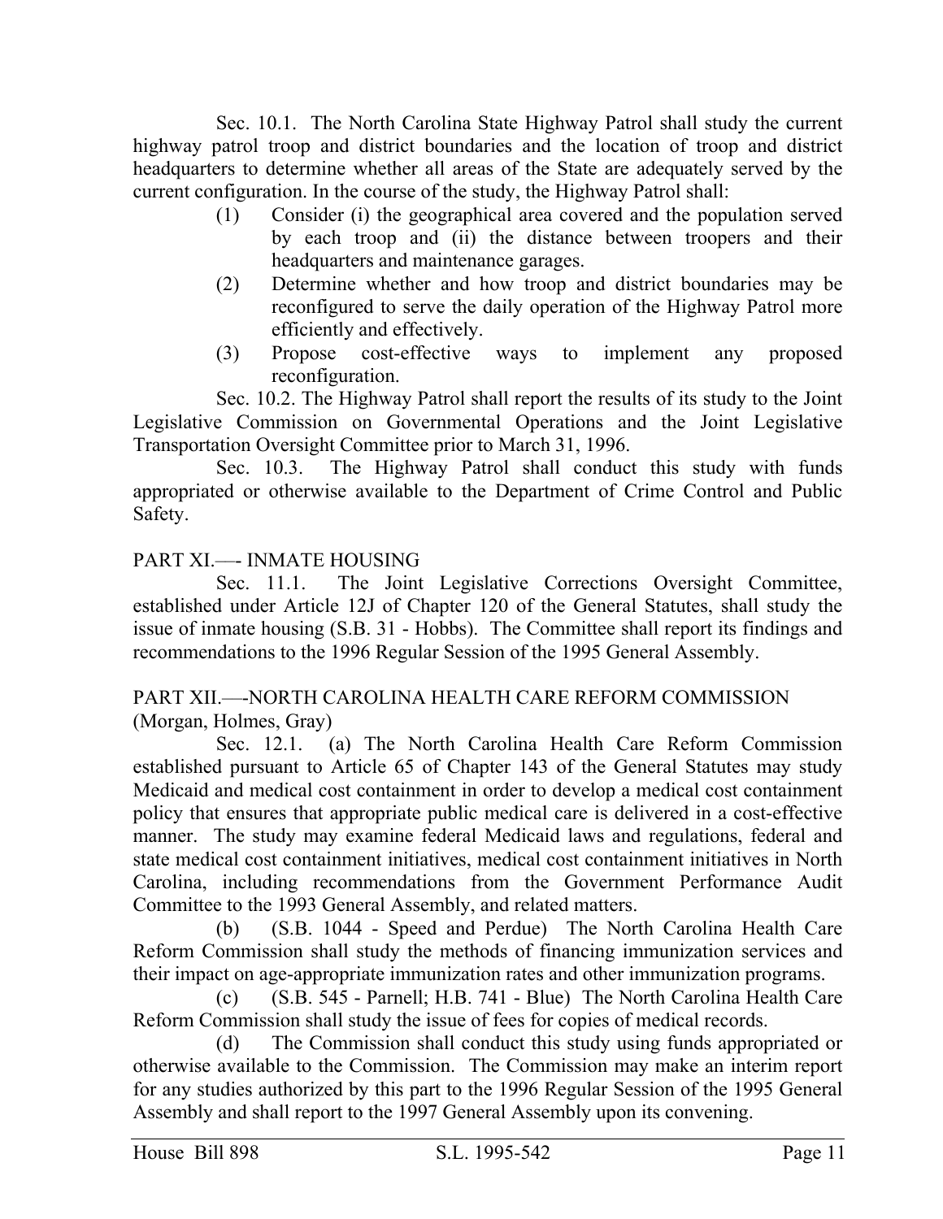Sec. 10.1. The North Carolina State Highway Patrol shall study the current highway patrol troop and district boundaries and the location of troop and district headquarters to determine whether all areas of the State are adequately served by the current configuration. In the course of the study, the Highway Patrol shall:

(1) Consider (i) the geographical area covered and the population served by each troop and (ii) the distance between troopers and their headquarters and maintenance garages.

(2) Determine whether and how troop and district boundaries may be reconfigured to serve the daily operation of the Highway Patrol more efficiently and effectively.

(3) Propose cost-effective ways to implement any proposed reconfiguration.

Sec. 10.2. The Highway Patrol shall report the results of its study to the Joint Legislative Commission on Governmental Operations and the Joint Legislative Transportation Oversight Committee prior to March 31, 1996.

Sec. 10.3. The Highway Patrol shall conduct this study with funds appropriated or otherwise available to the Department of Crime Control and Public Safety.

PART XI.—- INMATE HOUSING

Sec. 11.1. The Joint Legislative Corrections Oversight Committee, established under Article 12J of Chapter 120 of the General Statutes, shall study the issue of inmate housing (S.B. 31 - Hobbs). The Committee shall report its findings and recommendations to the 1996 Regular Session of the 1995 General Assembly.

PART XII.—-NORTH CAROLINA HEALTH CARE REFORM COMMISSION (Morgan, Holmes, Gray)

Sec. 12.1. (a) The North Carolina Health Care Reform Commission established pursuant to Article 65 of Chapter 143 of the General Statutes may study Medicaid and medical cost containment in order to develop a medical cost containment policy that ensures that appropriate public medical care is delivered in a cost-effective manner. The study may examine federal Medicaid laws and regulations, federal and state medical cost containment initiatives, medical cost containment initiatives in North Carolina, including recommendations from the Government Performance Audit Committee to the 1993 General Assembly, and related matters.

(b) (S.B. 1044 - Speed and Perdue) The North Carolina Health Care Reform Commission shall study the methods of financing immunization services and their impact on age-appropriate immunization rates and other immunization programs.

(c) (S.B. 545 - Parnell; H.B. 741 - Blue) The North Carolina Health Care Reform Commission shall study the issue of fees for copies of medical records.

(d) The Commission shall conduct this study using funds appropriated or otherwise available to the Commission. The Commission may make an interim report for any studies authorized by this part to the 1996 Regular Session of the 1995 General Assembly and shall report to the 1997 General Assembly upon its convening.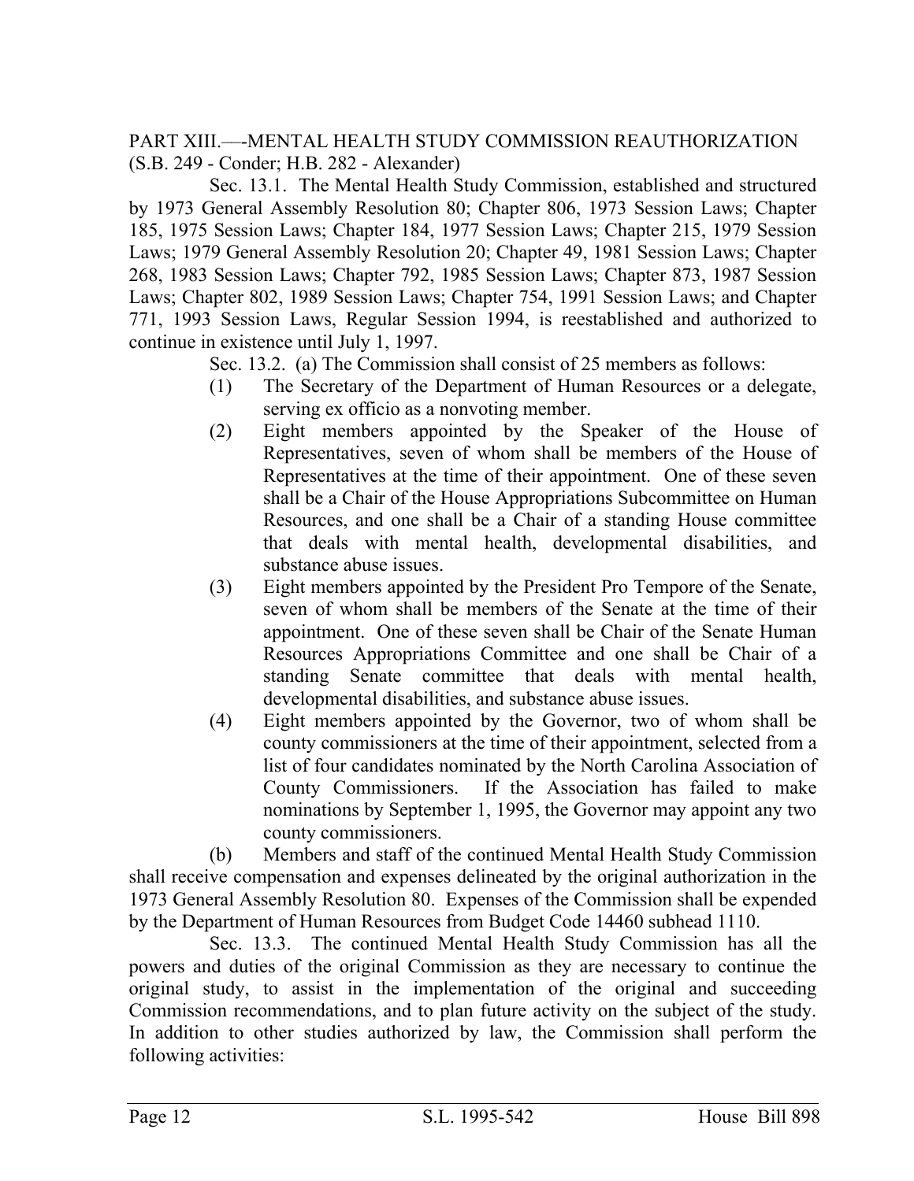PART XIII.—-MENTAL HEALTH STUDY COMMISSION REAUTHORIZATION (S.B. 249 - Conder; H.B. 282 - Alexander)

Sec. 13.1. The Mental Health Study Commission, established and structured by 1973 General Assembly Resolution 80; Chapter 806, 1973 Session Laws; Chapter 185, 1975 Session Laws; Chapter 184, 1977 Session Laws; Chapter 215, 1979 Session Laws; 1979 General Assembly Resolution 20; Chapter 49, 1981 Session Laws; Chapter 268, 1983 Session Laws; Chapter 792, 1985 Session Laws; Chapter 873, 1987 Session Laws; Chapter 802, 1989 Session Laws; Chapter 754, 1991 Session Laws; and Chapter 771, 1993 Session Laws, Regular Session 1994, is reestablished and authorized to continue in existence until July 1, 1997.

Sec. 13.2. (a) The Commission shall consist of 25 members as follows:

(1) The Secretary of the Department of Human Resources or a delegate, serving ex officio as a nonvoting member.

(2) Eight members appointed by the Speaker of the House of Representatives, seven of whom shall be members of the House of Representatives at the time of their appointment. One of these seven shall be a Chair of the House Appropriations Subcommittee on Human Resources, and one shall be a Chair of a standing House committee that deals with mental health, developmental disabilities, and substance abuse issues.

(3) Eight members appointed by the President Pro Tempore of the Senate, seven of whom shall be members of the Senate at the time of their appointment. One of these seven shall be Chair of the Senate Human Resources Appropriations Committee and one shall be Chair of a standing Senate committee that deals with mental health, developmental disabilities, and substance abuse issues.

(4) Eight members appointed by the Governor, two of whom shall be county commissioners at the time of their appointment, selected from a list of four candidates nominated by the North Carolina Association of County Commissioners. If the Association has failed to make nominations by September 1, 1995, the Governor may appoint any two county commissioners.

(b) Members and staff of the continued Mental Health Study Commission shall receive compensation and expenses delineated by the original authorization in the 1973 General Assembly Resolution 80. Expenses of the Commission shall be expended by the Department of Human Resources from Budget Code 14460 subhead 1110.

Sec. 13.3. The continued Mental Health Study Commission has all the powers and duties of the original Commission as they are necessary to continue the original study, to assist in the implementation of the original and succeeding Commission recommendations, and to plan future activity on the subject of the study. In addition to other studies authorized by law, the Commission shall perform the following activities: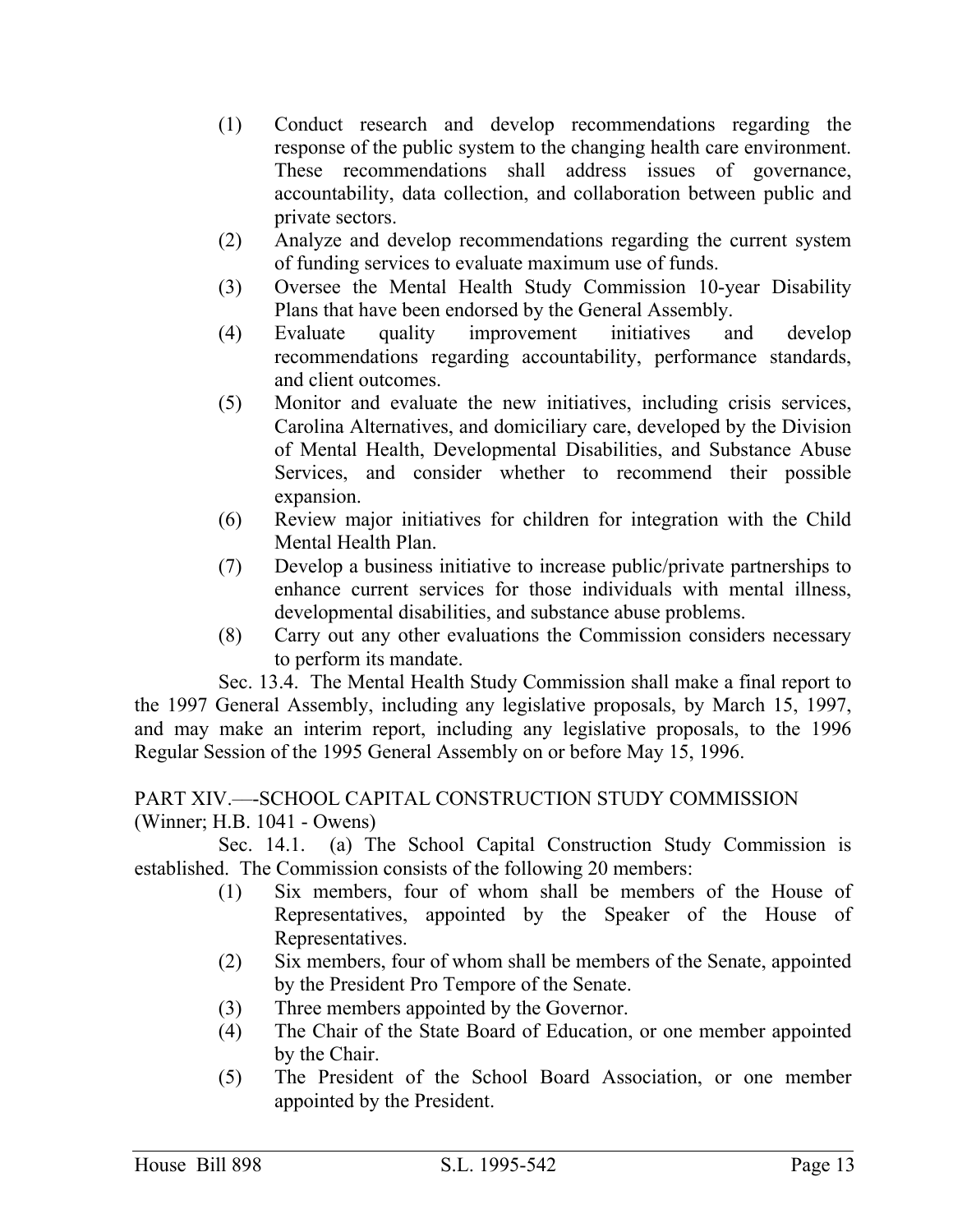(1) Conduct research and develop recommendations regarding the response of the public system to the changing health care environment. These recommendations shall address issues of governance, accountability, data collection, and collaboration between public and private sectors.

(2) Analyze and develop recommendations regarding the current system of funding services to evaluate maximum use of funds.

(3) Oversee the Mental Health Study Commission 10-year Disability Plans that have been endorsed by the General Assembly.

(4) Evaluate quality improvement initiatives and develop recommendations regarding accountability, performance standards, and client outcomes.

(5) Monitor and evaluate the new initiatives, including crisis services, Carolina Alternatives, and domiciliary care, developed by the Division of Mental Health, Developmental Disabilities, and Substance Abuse Services, and consider whether to recommend their possible expansion.

(6) Review major initiatives for children for integration with the Child Mental Health Plan.

(7) Develop a business initiative to increase public/private partnerships to enhance current services for those individuals with mental illness, developmental disabilities, and substance abuse problems.

(8) Carry out any other evaluations the Commission considers necessary to perform its mandate.

Sec. 13.4. The Mental Health Study Commission shall make a final report to the 1997 General Assembly, including any legislative proposals, by March 15, 1997, and may make an interim report, including any legislative proposals, to the 1996 Regular Session of the 1995 General Assembly on or before May 15, 1996.

PART XIV.—-SCHOOL CAPITAL CONSTRUCTION STUDY COMMISSION
(Winner; H.B. 1041 - Owens)

Sec. 14.1. (a) The School Capital Construction Study Commission is established. The Commission consists of the following 20 members:

(1) Six members, four of whom shall be members of the House of Representatives, appointed by the Speaker of the House of Representatives.

(2) Six members, four of whom shall be members of the Senate, appointed by the President Pro Tempore of the Senate.

(3) Three members appointed by the Governor.

(4) The Chair of the State Board of Education, or one member appointed by the Chair.

(5) The President of the School Board Association, or one member appointed by the President.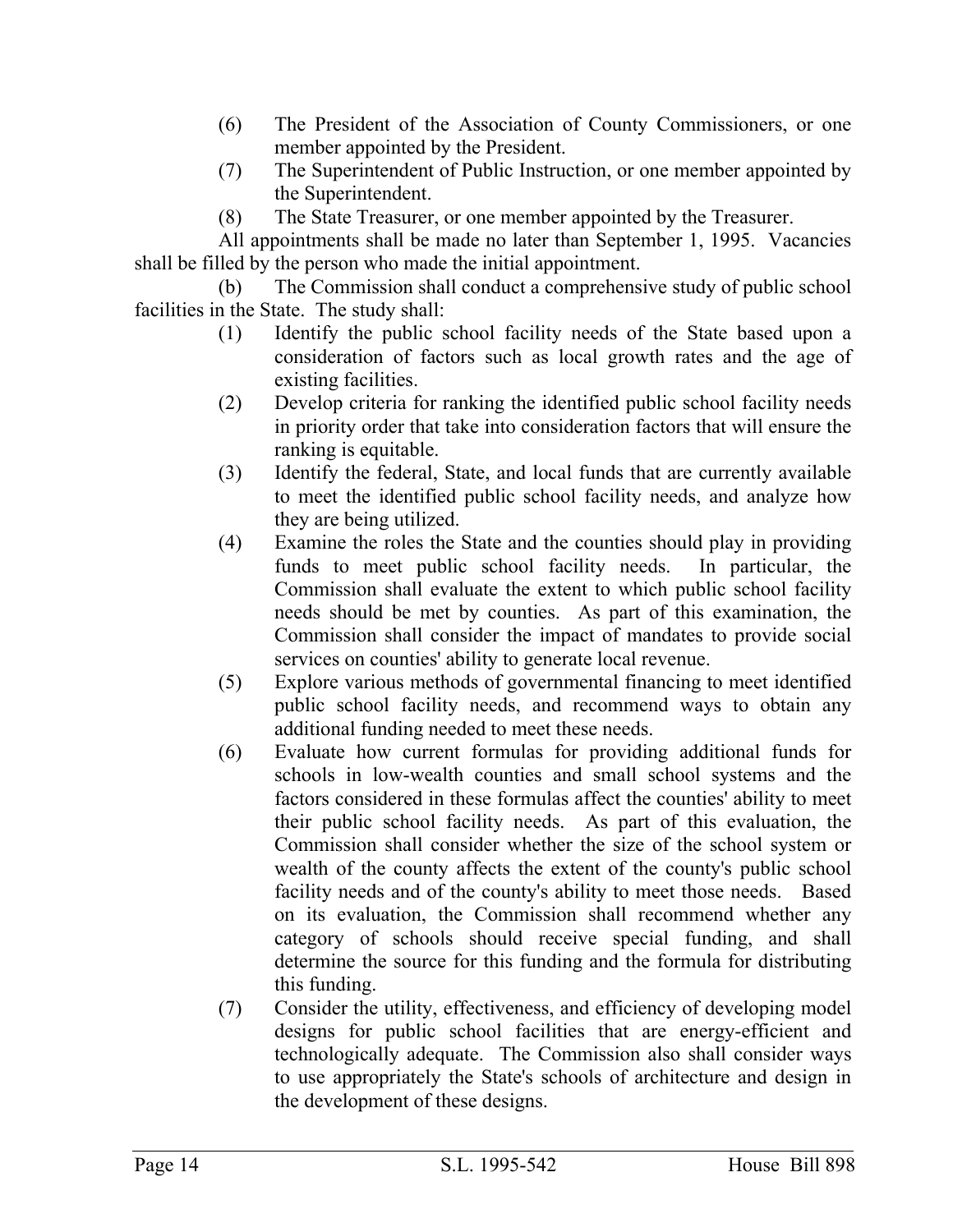(6) The President of the Association of County Commissioners, or one member appointed by the President.

(7) The Superintendent of Public Instruction, or one member appointed by the Superintendent.

(8) The State Treasurer, or one member appointed by the Treasurer.

All appointments shall be made no later than September 1, 1995. Vacancies shall be filled by the person who made the initial appointment.

(b) The Commission shall conduct a comprehensive study of public school facilities in the State. The study shall:

(1) Identify the public school facility needs of the State based upon a consideration of factors such as local growth rates and the age of existing facilities.

(2) Develop criteria for ranking the identified public school facility needs in priority order that take into consideration factors that will ensure the ranking is equitable.

(3) Identify the federal, State, and local funds that are currently available to meet the identified public school facility needs, and analyze how they are being utilized.

(4) Examine the roles the State and the counties should play in providing funds to meet public school facility needs. In particular, the Commission shall evaluate the extent to which public school facility needs should be met by counties. As part of this examination, the Commission shall consider the impact of mandates to provide social services on counties' ability to generate local revenue.

(5) Explore various methods of governmental financing to meet identified public school facility needs, and recommend ways to obtain any additional funding needed to meet these needs.

(6) Evaluate how current formulas for providing additional funds for schools in low-wealth counties and small school systems and the factors considered in these formulas affect the counties' ability to meet their public school facility needs. As part of this evaluation, the Commission shall consider whether the size of the school system or wealth of the county affects the extent of the county's public school facility needs and of the county's ability to meet those needs. Based on its evaluation, the Commission shall recommend whether any category of schools should receive special funding, and shall determine the source for this funding and the formula for distributing this funding.

(7) Consider the utility, effectiveness, and efficiency of developing model designs for public school facilities that are energy-efficient and technologically adequate. The Commission also shall consider ways to use appropriately the State's schools of architecture and design in the development of these designs.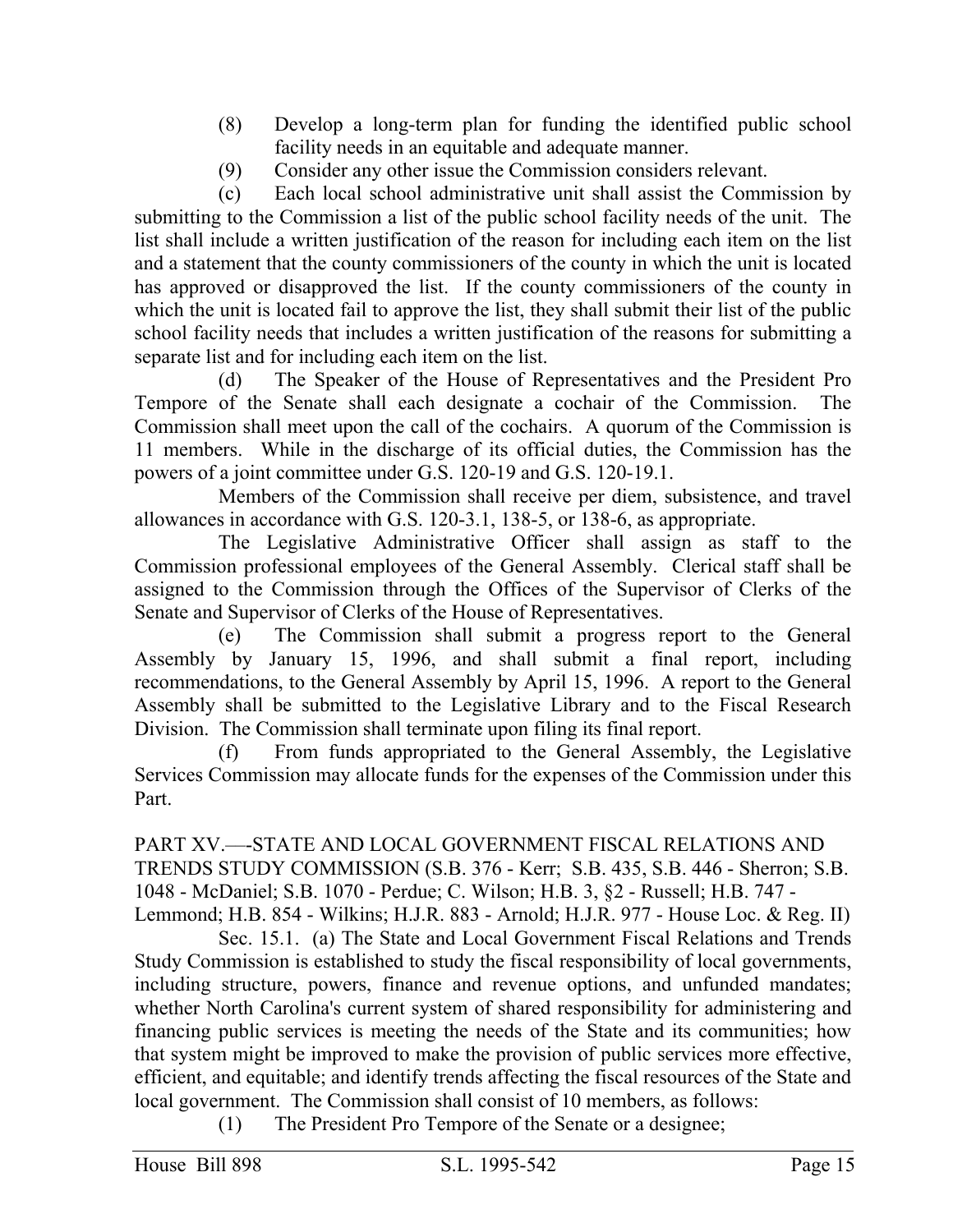(8) Develop a long-term plan for funding the identified public school facility needs in an equitable and adequate manner.

(9) Consider any other issue the Commission considers relevant.

(c) Each local school administrative unit shall assist the Commission by submitting to the Commission a list of the public school facility needs of the unit. The list shall include a written justification of the reason for including each item on the list and a statement that the county commissioners of the county in which the unit is located has approved or disapproved the list. If the county commissioners of the county in which the unit is located fail to approve the list, they shall submit their list of the public school facility needs that includes a written justification of the reasons for submitting a separate list and for including each item on the list.

(d) The Speaker of the House of Representatives and the President Pro Tempore of the Senate shall each designate a cochair of the Commission. The Commission shall meet upon the call of the cochairs. A quorum of the Commission is 11 members. While in the discharge of its official duties, the Commission has the powers of a joint committee under G.S. 120-19 and G.S. 120-19.1.

Members of the Commission shall receive per diem, subsistence, and travel allowances in accordance with G.S. 120-3.1, 138-5, or 138-6, as appropriate.

The Legislative Administrative Officer shall assign as staff to the Commission professional employees of the General Assembly. Clerical staff shall be assigned to the Commission through the Offices of the Supervisor of Clerks of the Senate and Supervisor of Clerks of the House of Representatives.

(e) The Commission shall submit a progress report to the General Assembly by January 15, 1996, and shall submit a final report, including recommendations, to the General Assembly by April 15, 1996. A report to the General Assembly shall be submitted to the Legislative Library and to the Fiscal Research Division. The Commission shall terminate upon filing its final report.

(f) From funds appropriated to the General Assembly, the Legislative Services Commission may allocate funds for the expenses of the Commission under this Part.

PART XV.—-STATE AND LOCAL GOVERNMENT FISCAL RELATIONS AND TRENDS STUDY COMMISSION (S.B. 376 - Kerr; S.B. 435, S.B. 446 - Sherron; S.B. 1048 - McDaniel; S.B. 1070 - Perdue; C. Wilson; H.B. 3, §2 - Russell; H.B. 747 - Lemmond; H.B. 854 - Wilkins; H.J.R. 883 - Arnold; H.J.R. 977 - House Loc. & Reg. II)

Sec. 15.1. (a) The State and Local Government Fiscal Relations and Trends Study Commission is established to study the fiscal responsibility of local governments, including structure, powers, finance and revenue options, and unfunded mandates; whether North Carolina's current system of shared responsibility for administering and financing public services is meeting the needs of the State and its communities; how that system might be improved to make the provision of public services more effective, efficient, and equitable; and identify trends affecting the fiscal resources of the State and local government. The Commission shall consist of 10 members, as follows:

(1) The President Pro Tempore of the Senate or a designee;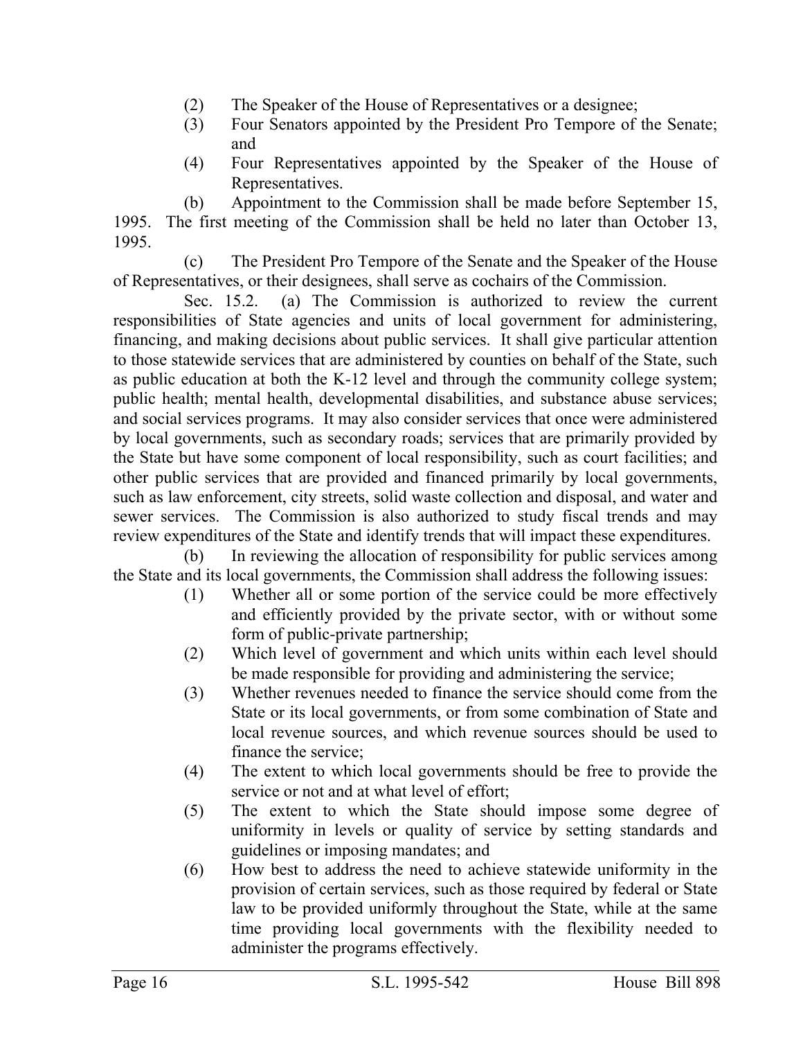(2) The Speaker of the House of Representatives or a designee;

(3) Four Senators appointed by the President Pro Tempore of the Senate; and

(4) Four Representatives appointed by the Speaker of the House of Representatives.

(b) Appointment to the Commission shall be made before September 15, 1995. The first meeting of the Commission shall be held no later than October 13, 1995.

(c) The President Pro Tempore of the Senate and the Speaker of the House of Representatives, or their designees, shall serve as cochairs of the Commission.

Sec. 15.2. (a) The Commission is authorized to review the current responsibilities of State agencies and units of local government for administering, financing, and making decisions about public services. It shall give particular attention to those statewide services that are administered by counties on behalf of the State, such as public education at both the K-12 level and through the community college system; public health; mental health, developmental disabilities, and substance abuse services; and social services programs. It may also consider services that once were administered by local governments, such as secondary roads; services that are primarily provided by the State but have some component of local responsibility, such as court facilities; and other public services that are provided and financed primarily by local governments, such as law enforcement, city streets, solid waste collection and disposal, and water and sewer services. The Commission is also authorized to study fiscal trends and may review expenditures of the State and identify trends that will impact these expenditures.

(b) In reviewing the allocation of responsibility for public services among the State and its local governments, the Commission shall address the following issues:

(1) Whether all or some portion of the service could be more effectively and efficiently provided by the private sector, with or without some form of public-private partnership;

(2) Which level of government and which units within each level should be made responsible for providing and administering the service;

(3) Whether revenues needed to finance the service should come from the State or its local governments, or from some combination of State and local revenue sources, and which revenue sources should be used to finance the service;

(4) The extent to which local governments should be free to provide the service or not and at what level of effort;

(5) The extent to which the State should impose some degree of uniformity in levels or quality of service by setting standards and guidelines or imposing mandates; and

(6) How best to address the need to achieve statewide uniformity in the provision of certain services, such as those required by federal or State law to be provided uniformly throughout the State, while at the same time providing local governments with the flexibility needed to administer the programs effectively.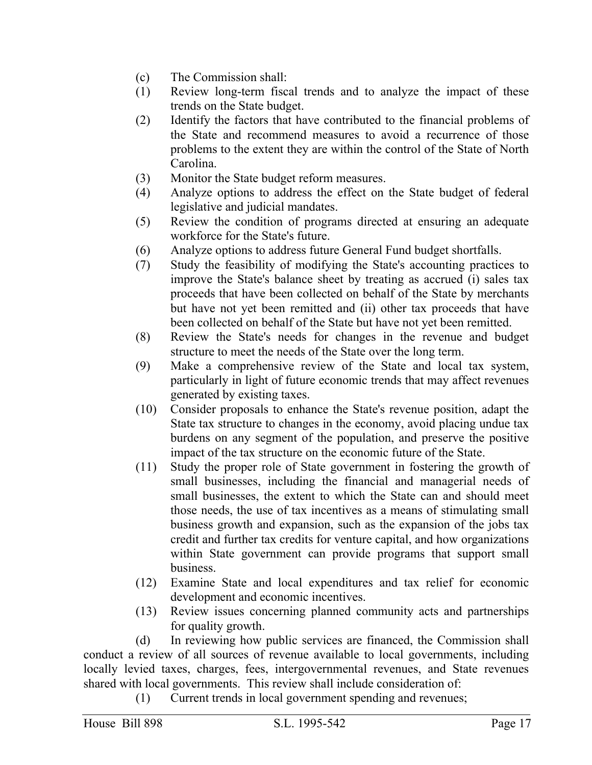(c) The Commission shall:

(1) Review long-term fiscal trends and to analyze the impact of these trends on the State budget.

(2) Identify the factors that have contributed to the financial problems of the State and recommend measures to avoid a recurrence of those problems to the extent they are within the control of the State of North Carolina.

(3) Monitor the State budget reform measures.

(4) Analyze options to address the effect on the State budget of federal legislative and judicial mandates.

(5) Review the condition of programs directed at ensuring an adequate workforce for the State's future.

(6) Analyze options to address future General Fund budget shortfalls.

(7) Study the feasibility of modifying the State's accounting practices to improve the State's balance sheet by treating as accrued (i) sales tax proceeds that have been collected on behalf of the State by merchants but have not yet been remitted and (ii) other tax proceeds that have been collected on behalf of the State but have not yet been remitted.

(8) Review the State's needs for changes in the revenue and budget structure to meet the needs of the State over the long term.

(9) Make a comprehensive review of the State and local tax system, particularly in light of future economic trends that may affect revenues generated by existing taxes.

(10) Consider proposals to enhance the State's revenue position, adapt the State tax structure to changes in the economy, avoid placing undue tax burdens on any segment of the population, and preserve the positive impact of the tax structure on the economic future of the State.

(11) Study the proper role of State government in fostering the growth of small businesses, including the financial and managerial needs of small businesses, the extent to which the State can and should meet those needs, the use of tax incentives as a means of stimulating small business growth and expansion, such as the expansion of the jobs tax credit and further tax credits for venture capital, and how organizations within State government can provide programs that support small business.

(12) Examine State and local expenditures and tax relief for economic development and economic incentives.

(13) Review issues concerning planned community acts and partnerships for quality growth.

(d) In reviewing how public services are financed, the Commission shall conduct a review of all sources of revenue available to local governments, including locally levied taxes, charges, fees, intergovernmental revenues, and State revenues shared with local governments. This review shall include consideration of:

(1) Current trends in local government spending and revenues;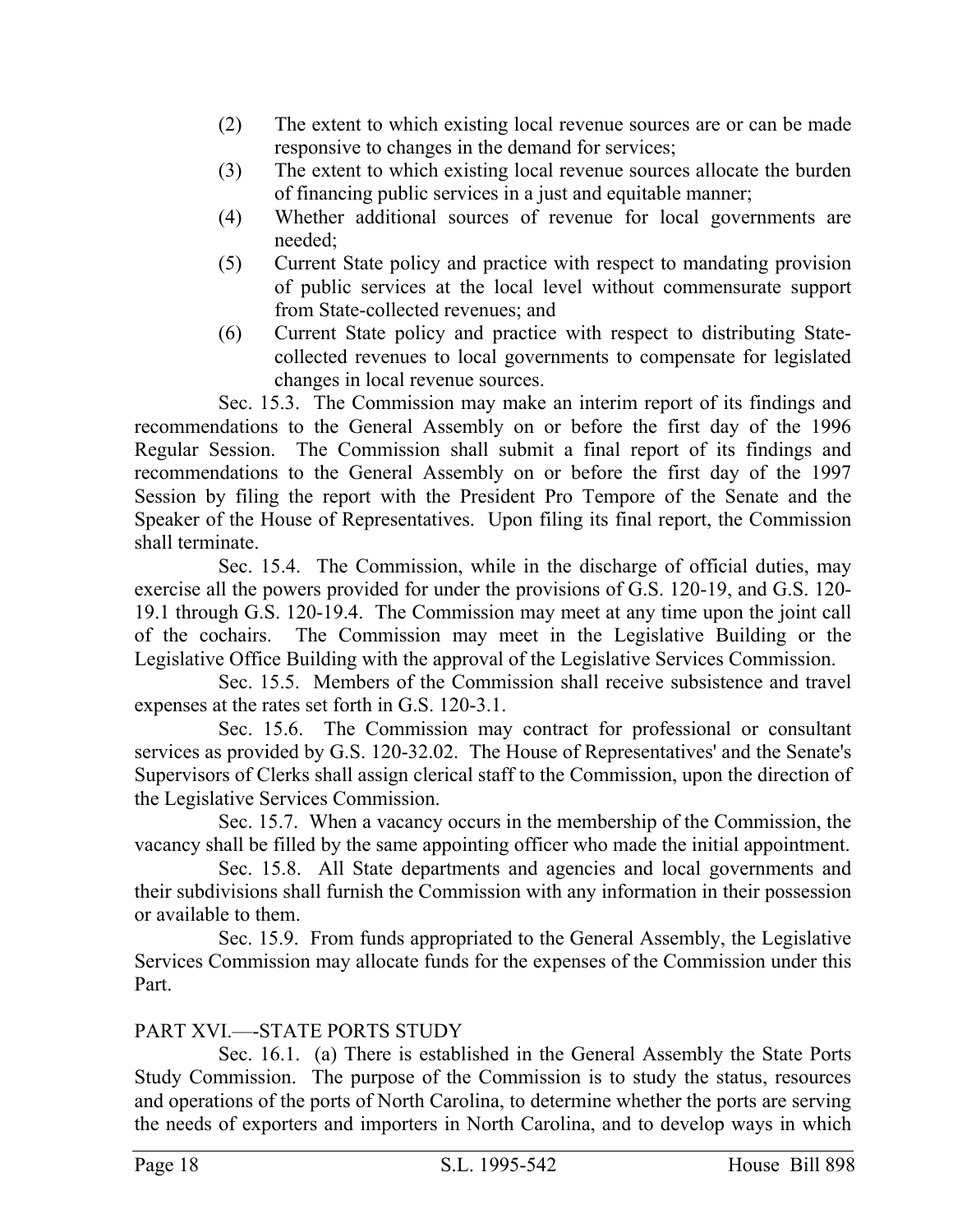(2) The extent to which existing local revenue sources are or can be made responsive to changes in the demand for services;

(3) The extent to which existing local revenue sources allocate the burden of financing public services in a just and equitable manner;

(4) Whether additional sources of revenue for local governments are needed;

(5) Current State policy and practice with respect to mandating provision of public services at the local level without commensurate support from State-collected revenues; and

(6) Current State policy and practice with respect to distributing State-collected revenues to local governments to compensate for legislated changes in local revenue sources.

Sec. 15.3. The Commission may make an interim report of its findings and recommendations to the General Assembly on or before the first day of the 1996 Regular Session. The Commission shall submit a final report of its findings and recommendations to the General Assembly on or before the first day of the 1997 Session by filing the report with the President Pro Tempore of the Senate and the Speaker of the House of Representatives. Upon filing its final report, the Commission shall terminate.

Sec. 15.4. The Commission, while in the discharge of official duties, may exercise all the powers provided for under the provisions of G.S. 120-19, and G.S. 120-19.1 through G.S. 120-19.4. The Commission may meet at any time upon the joint call of the cochairs. The Commission may meet in the Legislative Building or the Legislative Office Building with the approval of the Legislative Services Commission.

Sec. 15.5. Members of the Commission shall receive subsistence and travel expenses at the rates set forth in G.S. 120-3.1.

Sec. 15.6. The Commission may contract for professional or consultant services as provided by G.S. 120-32.02. The House of Representatives' and the Senate's Supervisors of Clerks shall assign clerical staff to the Commission, upon the direction of the Legislative Services Commission.

Sec. 15.7. When a vacancy occurs in the membership of the Commission, the vacancy shall be filled by the same appointing officer who made the initial appointment.

Sec. 15.8. All State departments and agencies and local governments and their subdivisions shall furnish the Commission with any information in their possession or available to them.

Sec. 15.9. From funds appropriated to the General Assembly, the Legislative Services Commission may allocate funds for the expenses of the Commission under this Part.

PART XVI.—-STATE PORTS STUDY

Sec. 16.1. (a) There is established in the General Assembly the State Ports Study Commission. The purpose of the Commission is to study the status, resources and operations of the ports of North Carolina, to determine whether the ports are serving the needs of exporters and importers in North Carolina, and to develop ways in which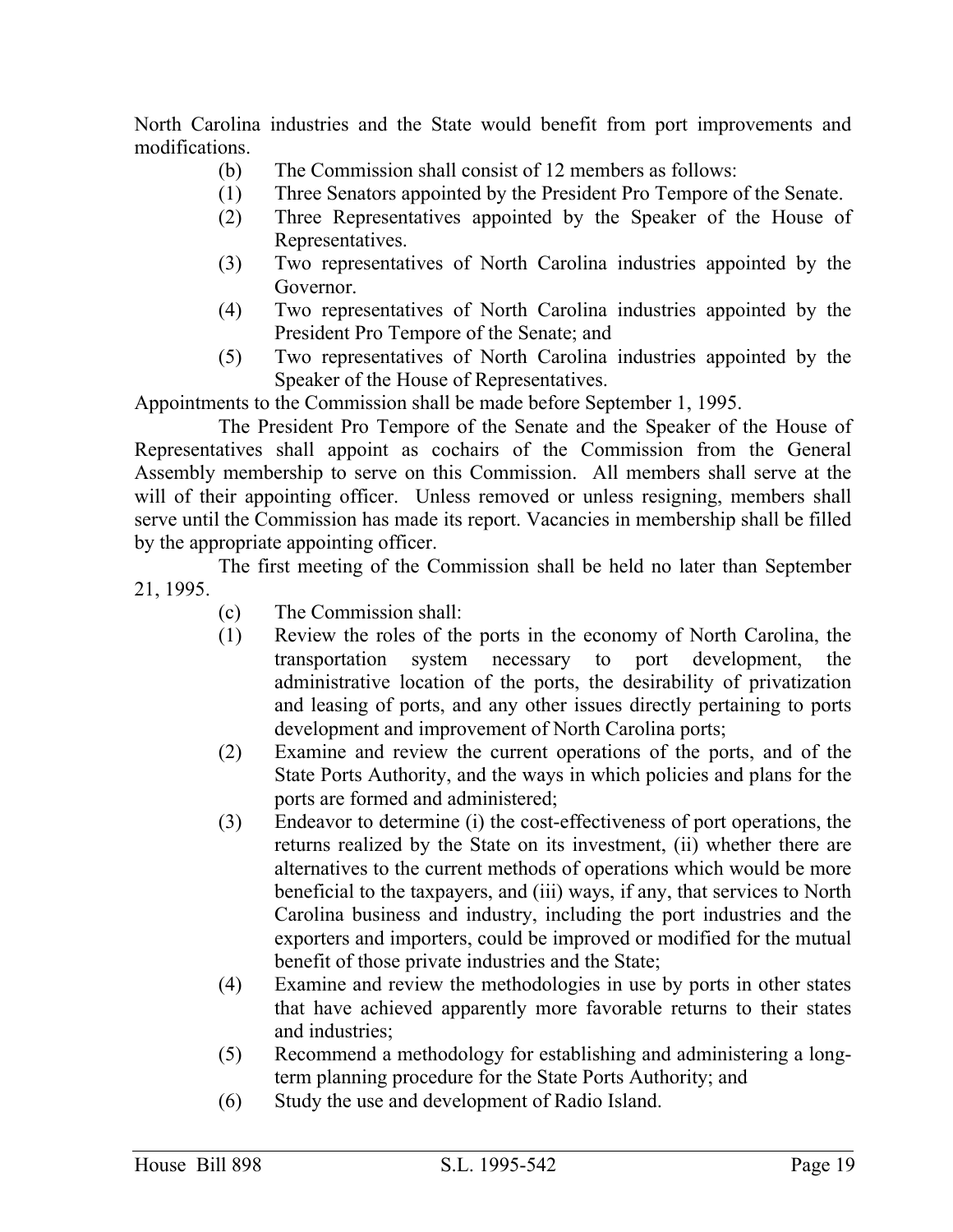North Carolina industries and the State would benefit from port improvements and modifications.

(b) The Commission shall consist of 12 members as follows:

(1) Three Senators appointed by the President Pro Tempore of the Senate.
(2) Three Representatives appointed by the Speaker of the House of Representatives.
(3) Two representatives of North Carolina industries appointed by the Governor.
(4) Two representatives of North Carolina industries appointed by the President Pro Tempore of the Senate; and
(5) Two representatives of North Carolina industries appointed by the Speaker of the House of Representatives.

Appointments to the Commission shall be made before September 1, 1995.

The President Pro Tempore of the Senate and the Speaker of the House of Representatives shall appoint as cochairs of the Commission from the General Assembly membership to serve on this Commission. All members shall serve at the will of their appointing officer. Unless removed or unless resigning, members shall serve until the Commission has made its report. Vacancies in membership shall be filled by the appropriate appointing officer.

The first meeting of the Commission shall be held no later than September 21, 1995.

(c) The Commission shall:

(1) Review the roles of the ports in the economy of North Carolina, the transportation system necessary to port development, the administrative location of the ports, the desirability of privatization and leasing of ports, and any other issues directly pertaining to ports development and improvement of North Carolina ports;
(2) Examine and review the current operations of the ports, and of the State Ports Authority, and the ways in which policies and plans for the ports are formed and administered;
(3) Endeavor to determine (i) the cost-effectiveness of port operations, the returns realized by the State on its investment, (ii) whether there are alternatives to the current methods of operations which would be more beneficial to the taxpayers, and (iii) ways, if any, that services to North Carolina business and industry, including the port industries and the exporters and importers, could be improved or modified for the mutual benefit of those private industries and the State;
(4) Examine and review the methodologies in use by ports in other states that have achieved apparently more favorable returns to their states and industries;
(5) Recommend a methodology for establishing and administering a long-term planning procedure for the State Ports Authority; and
(6) Study the use and development of Radio Island.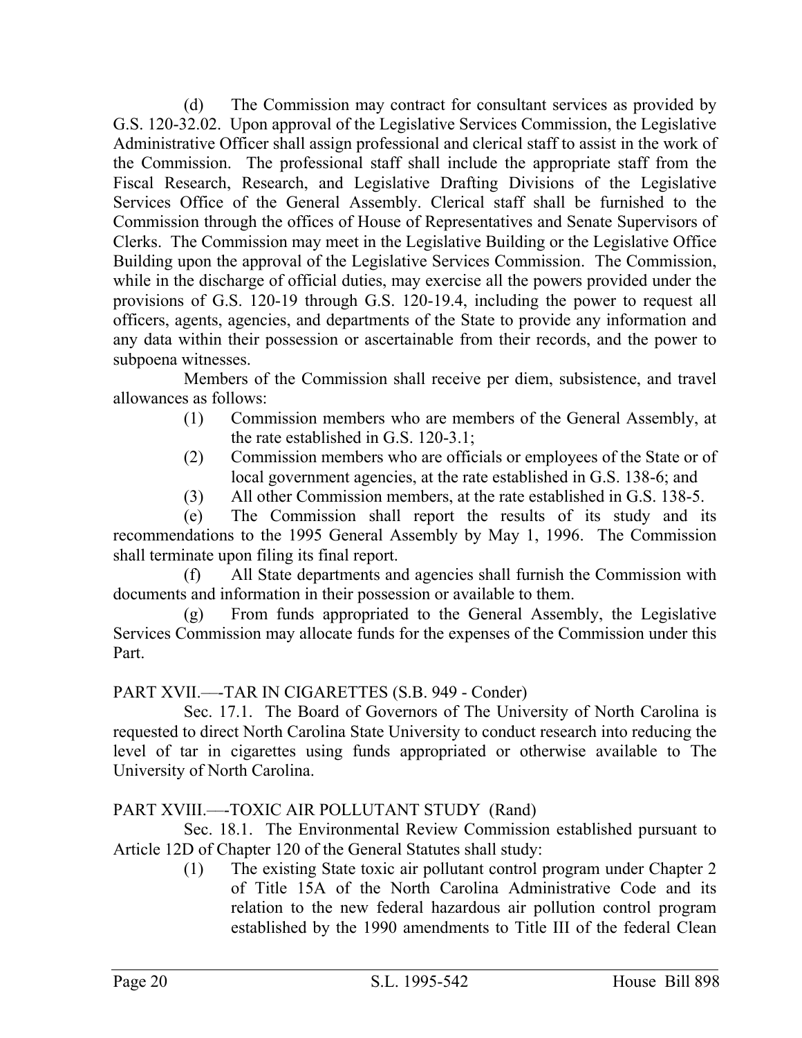(d) The Commission may contract for consultant services as provided by G.S. 120-32.02. Upon approval of the Legislative Services Commission, the Legislative Administrative Officer shall assign professional and clerical staff to assist in the work of the Commission. The professional staff shall include the appropriate staff from the Fiscal Research, Research, and Legislative Drafting Divisions of the Legislative Services Office of the General Assembly. Clerical staff shall be furnished to the Commission through the offices of House of Representatives and Senate Supervisors of Clerks. The Commission may meet in the Legislative Building or the Legislative Office Building upon the approval of the Legislative Services Commission. The Commission, while in the discharge of official duties, may exercise all the powers provided under the provisions of G.S. 120-19 through G.S. 120-19.4, including the power to request all officers, agents, agencies, and departments of the State to provide any information and any data within their possession or ascertainable from their records, and the power to subpoena witnesses.

Members of the Commission shall receive per diem, subsistence, and travel allowances as follows:

(1) Commission members who are members of the General Assembly, at the rate established in G.S. 120-3.1;
(2) Commission members who are officials or employees of the State or of local government agencies, at the rate established in G.S. 138-6; and
(3) All other Commission members, at the rate established in G.S. 138-5.

(e) The Commission shall report the results of its study and its recommendations to the 1995 General Assembly by May 1, 1996. The Commission shall terminate upon filing its final report.

(f) All State departments and agencies shall furnish the Commission with documents and information in their possession or available to them.

(g) From funds appropriated to the General Assembly, the Legislative Services Commission may allocate funds for the expenses of the Commission under this Part.

PART XVII.—-TAR IN CIGARETTES (S.B. 949 - Conder)

Sec. 17.1. The Board of Governors of The University of North Carolina is requested to direct North Carolina State University to conduct research into reducing the level of tar in cigarettes using funds appropriated or otherwise available to The University of North Carolina.

PART XVIII.—-TOXIC AIR POLLUTANT STUDY (Rand)

Sec. 18.1. The Environmental Review Commission established pursuant to Article 12D of Chapter 120 of the General Statutes shall study:

(1) The existing State toxic air pollutant control program under Chapter 2 of Title 15A of the North Carolina Administrative Code and its relation to the new federal hazardous air pollution control program established by the 1990 amendments to Title III of the federal Clean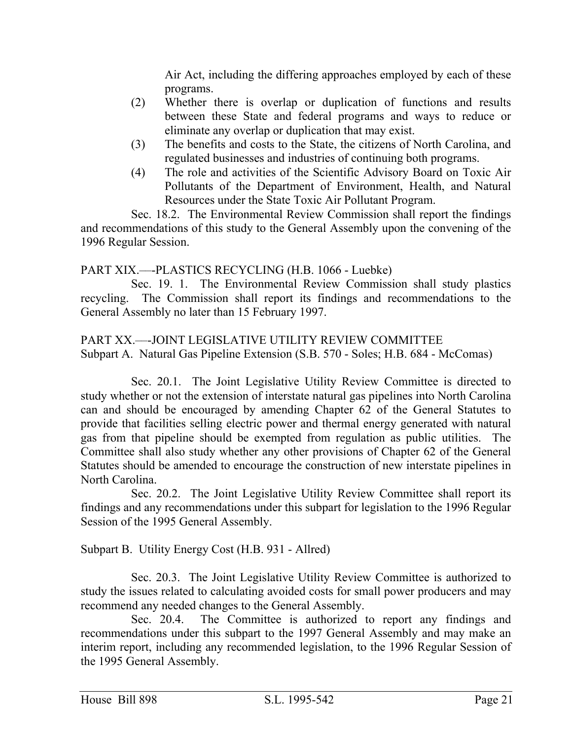Air Act, including the differing approaches employed by each of these programs.

(2) Whether there is overlap or duplication of functions and results between these State and federal programs and ways to reduce or eliminate any overlap or duplication that may exist.

(3) The benefits and costs to the State, the citizens of North Carolina, and regulated businesses and industries of continuing both programs.

(4) The role and activities of the Scientific Advisory Board on Toxic Air Pollutants of the Department of Environment, Health, and Natural Resources under the State Toxic Air Pollutant Program.

Sec. 18.2. The Environmental Review Commission shall report the findings and recommendations of this study to the General Assembly upon the convening of the 1996 Regular Session.

PART XIX.—-PLASTICS RECYCLING (H.B. 1066 - Luebke)

Sec. 19. 1. The Environmental Review Commission shall study plastics recycling. The Commission shall report its findings and recommendations to the General Assembly no later than 15 February 1997.

PART XX.—-JOINT LEGISLATIVE UTILITY REVIEW COMMITTEE

Subpart A. Natural Gas Pipeline Extension (S.B. 570 - Soles; H.B. 684 - McComas)

Sec. 20.1. The Joint Legislative Utility Review Committee is directed to study whether or not the extension of interstate natural gas pipelines into North Carolina can and should be encouraged by amending Chapter 62 of the General Statutes to provide that facilities selling electric power and thermal energy generated with natural gas from that pipeline should be exempted from regulation as public utilities. The Committee shall also study whether any other provisions of Chapter 62 of the General Statutes should be amended to encourage the construction of new interstate pipelines in North Carolina.

Sec. 20.2. The Joint Legislative Utility Review Committee shall report its findings and any recommendations under this subpart for legislation to the 1996 Regular Session of the 1995 General Assembly.

Subpart B. Utility Energy Cost (H.B. 931 - Allred)

Sec. 20.3. The Joint Legislative Utility Review Committee is authorized to study the issues related to calculating avoided costs for small power producers and may recommend any needed changes to the General Assembly.

Sec. 20.4. The Committee is authorized to report any findings and recommendations under this subpart to the 1997 General Assembly and may make an interim report, including any recommended legislation, to the 1996 Regular Session of the 1995 General Assembly.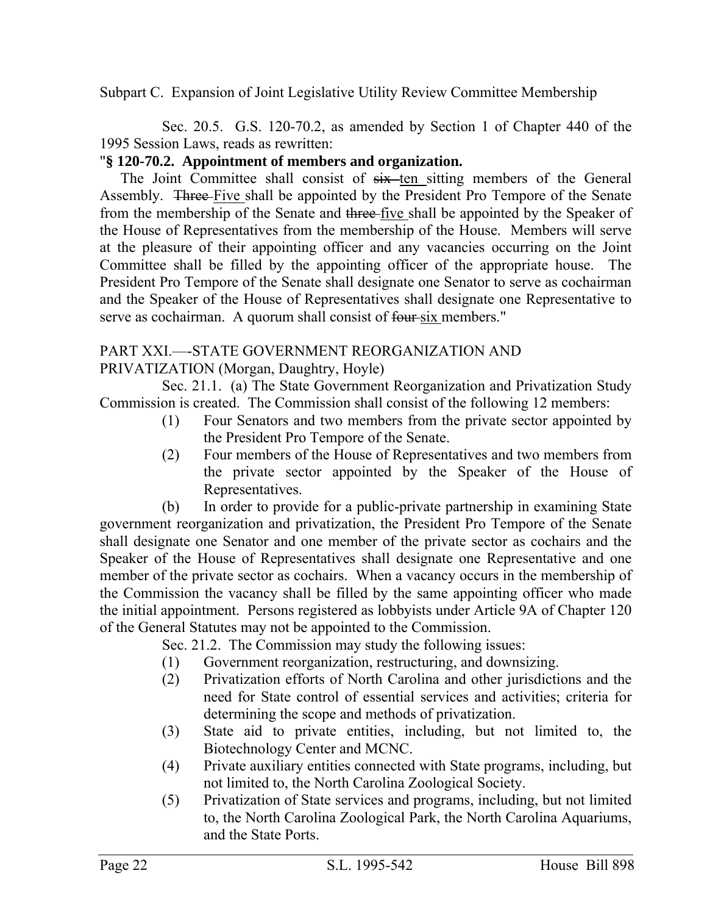Subpart C. Expansion of Joint Legislative Utility Review Committee Membership

Sec. 20.5. G.S. 120-70.2, as amended by Section 1 of Chapter 440 of the 1995 Session Laws, reads as rewritten:

"**§ 120-70.2. Appointment of members and organization.**

The Joint Committee shall consist of ~~six~~ ten sitting members of the General Assembly. ~~Three~~ Five shall be appointed by the President Pro Tempore of the Senate from the membership of the Senate and ~~three~~ five shall be appointed by the Speaker of the House of Representatives from the membership of the House. Members will serve at the pleasure of their appointing officer and any vacancies occurring on the Joint Committee shall be filled by the appointing officer of the appropriate house. The President Pro Tempore of the Senate shall designate one Senator to serve as cochairman and the Speaker of the House of Representatives shall designate one Representative to serve as cochairman. A quorum shall consist of ~~four~~ six members."

PART XXI.—-STATE GOVERNMENT REORGANIZATION AND PRIVATIZATION (Morgan, Daughtry, Hoyle)

Sec. 21.1. (a) The State Government Reorganization and Privatization Study Commission is created. The Commission shall consist of the following 12 members:

(1) Four Senators and two members from the private sector appointed by the President Pro Tempore of the Senate.

(2) Four members of the House of Representatives and two members from the private sector appointed by the Speaker of the House of Representatives.

(b) In order to provide for a public-private partnership in examining State government reorganization and privatization, the President Pro Tempore of the Senate shall designate one Senator and one member of the private sector as cochairs and the Speaker of the House of Representatives shall designate one Representative and one member of the private sector as cochairs. When a vacancy occurs in the membership of the Commission the vacancy shall be filled by the same appointing officer who made the initial appointment. Persons registered as lobbyists under Article 9A of Chapter 120 of the General Statutes may not be appointed to the Commission.

Sec. 21.2. The Commission may study the following issues:

(1) Government reorganization, restructuring, and downsizing.

(2) Privatization efforts of North Carolina and other jurisdictions and the need for State control of essential services and activities; criteria for determining the scope and methods of privatization.

(3) State aid to private entities, including, but not limited to, the Biotechnology Center and MCNC.

(4) Private auxiliary entities connected with State programs, including, but not limited to, the North Carolina Zoological Society.

(5) Privatization of State services and programs, including, but not limited to, the North Carolina Zoological Park, the North Carolina Aquariums, and the State Ports.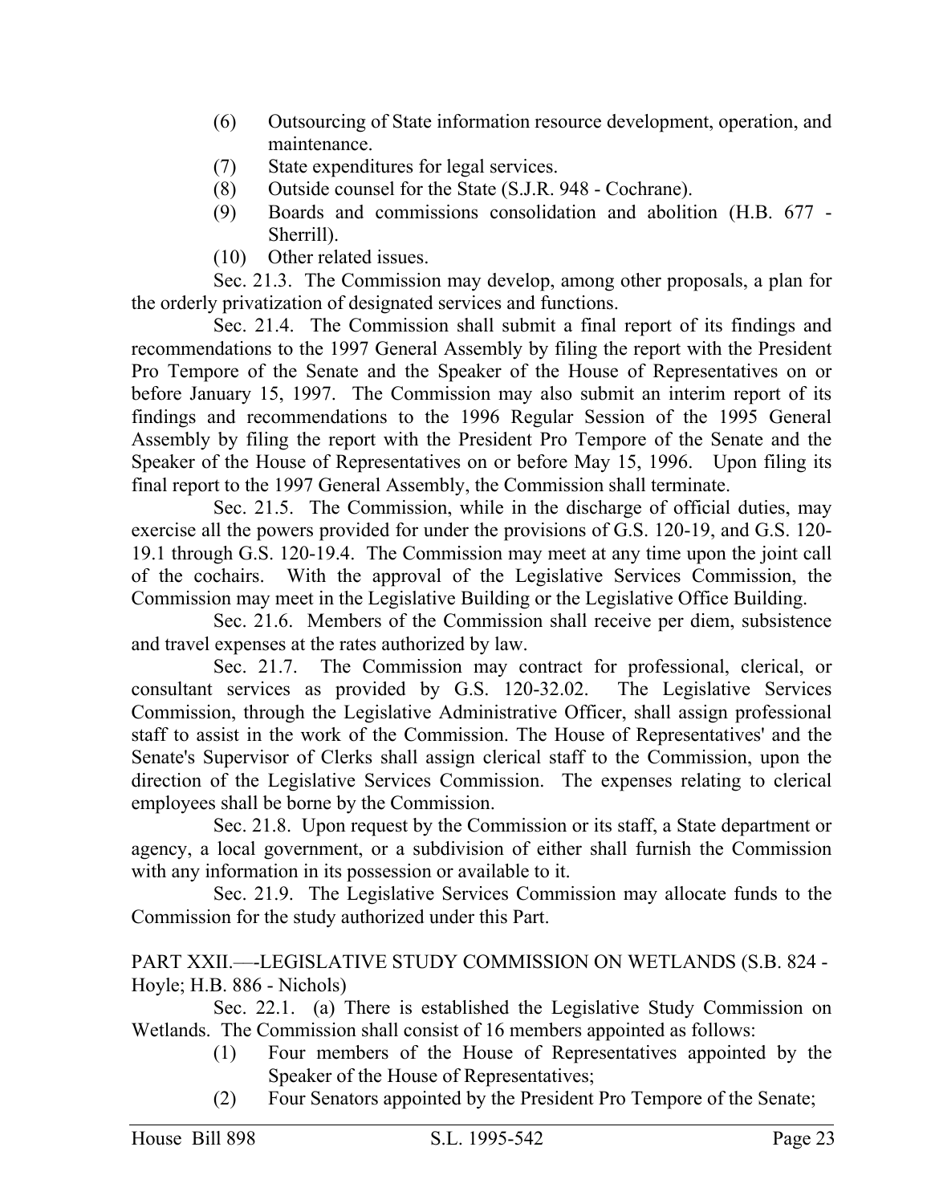(6) Outsourcing of State information resource development, operation, and maintenance.
(7) State expenditures for legal services.
(8) Outside counsel for the State (S.J.R. 948 - Cochrane).
(9) Boards and commissions consolidation and abolition (H.B. 677 - Sherrill).
(10) Other related issues.

Sec. 21.3. The Commission may develop, among other proposals, a plan for the orderly privatization of designated services and functions.

Sec. 21.4. The Commission shall submit a final report of its findings and recommendations to the 1997 General Assembly by filing the report with the President Pro Tempore of the Senate and the Speaker of the House of Representatives on or before January 15, 1997. The Commission may also submit an interim report of its findings and recommendations to the 1996 Regular Session of the 1995 General Assembly by filing the report with the President Pro Tempore of the Senate and the Speaker of the House of Representatives on or before May 15, 1996. Upon filing its final report to the 1997 General Assembly, the Commission shall terminate.

Sec. 21.5. The Commission, while in the discharge of official duties, may exercise all the powers provided for under the provisions of G.S. 120-19, and G.S. 120-19.1 through G.S. 120-19.4. The Commission may meet at any time upon the joint call of the cochairs. With the approval of the Legislative Services Commission, the Commission may meet in the Legislative Building or the Legislative Office Building.

Sec. 21.6. Members of the Commission shall receive per diem, subsistence and travel expenses at the rates authorized by law.

Sec. 21.7. The Commission may contract for professional, clerical, or consultant services as provided by G.S. 120-32.02. The Legislative Services Commission, through the Legislative Administrative Officer, shall assign professional staff to assist in the work of the Commission. The House of Representatives' and the Senate's Supervisor of Clerks shall assign clerical staff to the Commission, upon the direction of the Legislative Services Commission. The expenses relating to clerical employees shall be borne by the Commission.

Sec. 21.8. Upon request by the Commission or its staff, a State department or agency, a local government, or a subdivision of either shall furnish the Commission with any information in its possession or available to it.

Sec. 21.9. The Legislative Services Commission may allocate funds to the Commission for the study authorized under this Part.

PART XXII.—-LEGISLATIVE STUDY COMMISSION ON WETLANDS (S.B. 824 - Hoyle; H.B. 886 - Nichols)

Sec. 22.1. (a) There is established the Legislative Study Commission on Wetlands. The Commission shall consist of 16 members appointed as follows:

(1) Four members of the House of Representatives appointed by the Speaker of the House of Representatives;
(2) Four Senators appointed by the President Pro Tempore of the Senate;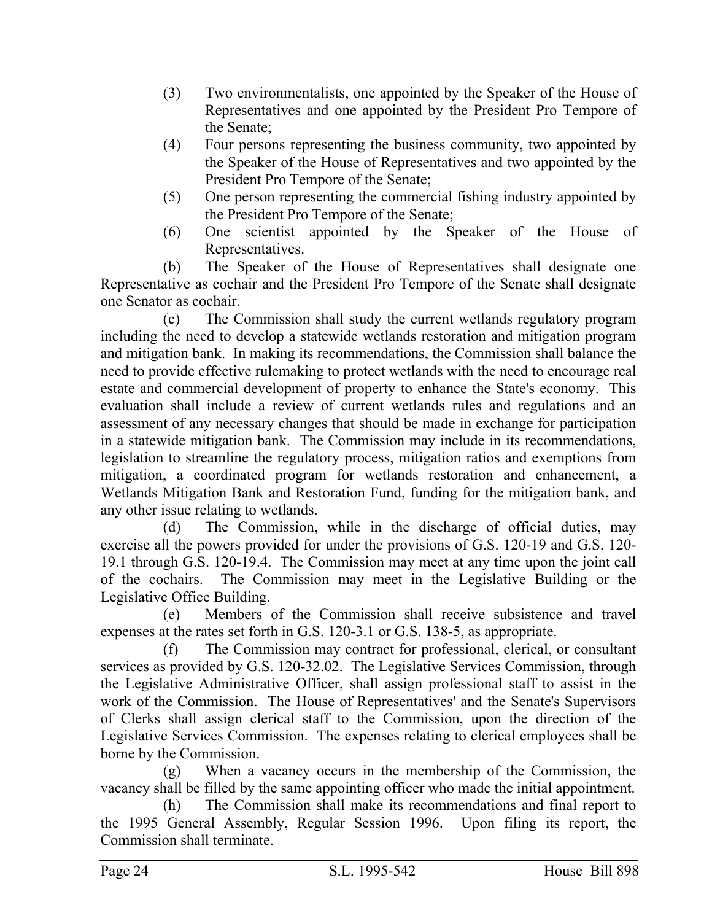(3) Two environmentalists, one appointed by the Speaker of the House of Representatives and one appointed by the President Pro Tempore of the Senate;

(4) Four persons representing the business community, two appointed by the Speaker of the House of Representatives and two appointed by the President Pro Tempore of the Senate;

(5) One person representing the commercial fishing industry appointed by the President Pro Tempore of the Senate;

(6) One scientist appointed by the Speaker of the House of Representatives.

(b) The Speaker of the House of Representatives shall designate one Representative as cochair and the President Pro Tempore of the Senate shall designate one Senator as cochair.

(c) The Commission shall study the current wetlands regulatory program including the need to develop a statewide wetlands restoration and mitigation program and mitigation bank. In making its recommendations, the Commission shall balance the need to provide effective rulemaking to protect wetlands with the need to encourage real estate and commercial development of property to enhance the State's economy. This evaluation shall include a review of current wetlands rules and regulations and an assessment of any necessary changes that should be made in exchange for participation in a statewide mitigation bank. The Commission may include in its recommendations, legislation to streamline the regulatory process, mitigation ratios and exemptions from mitigation, a coordinated program for wetlands restoration and enhancement, a Wetlands Mitigation Bank and Restoration Fund, funding for the mitigation bank, and any other issue relating to wetlands.

(d) The Commission, while in the discharge of official duties, may exercise all the powers provided for under the provisions of G.S. 120-19 and G.S. 120-19.1 through G.S. 120-19.4. The Commission may meet at any time upon the joint call of the cochairs. The Commission may meet in the Legislative Building or the Legislative Office Building.

(e) Members of the Commission shall receive subsistence and travel expenses at the rates set forth in G.S. 120-3.1 or G.S. 138-5, as appropriate.

(f) The Commission may contract for professional, clerical, or consultant services as provided by G.S. 120-32.02. The Legislative Services Commission, through the Legislative Administrative Officer, shall assign professional staff to assist in the work of the Commission. The House of Representatives' and the Senate's Supervisors of Clerks shall assign clerical staff to the Commission, upon the direction of the Legislative Services Commission. The expenses relating to clerical employees shall be borne by the Commission.

(g) When a vacancy occurs in the membership of the Commission, the vacancy shall be filled by the same appointing officer who made the initial appointment.

(h) The Commission shall make its recommendations and final report to the 1995 General Assembly, Regular Session 1996. Upon filing its report, the Commission shall terminate.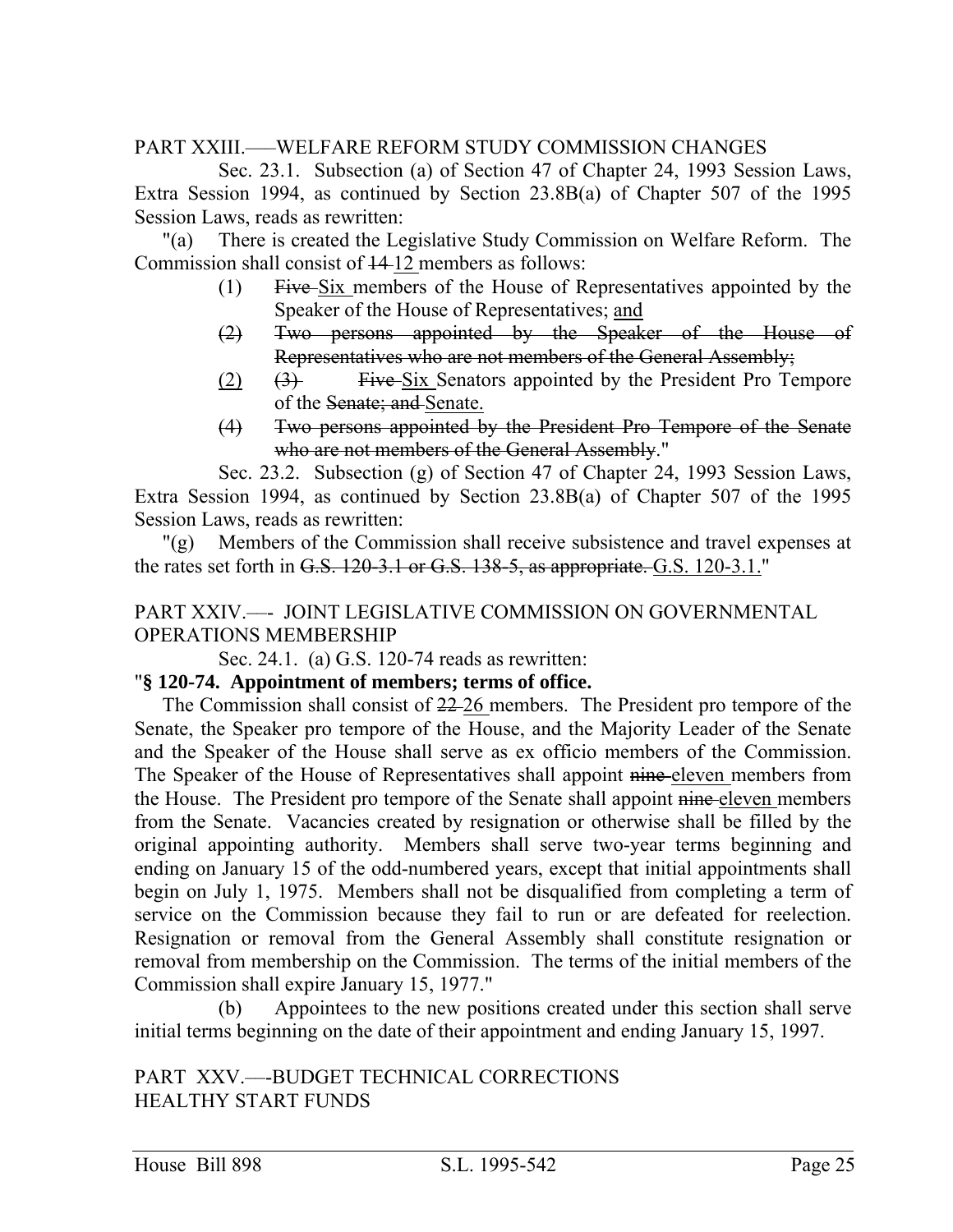PART XXIII.—–WELFARE REFORM STUDY COMMISSION CHANGES

Sec. 23.1. Subsection (a) of Section 47 of Chapter 24, 1993 Session Laws, Extra Session 1994, as continued by Section 23.8B(a) of Chapter 507 of the 1995 Session Laws, reads as rewritten:

"(a) There is created the Legislative Study Commission on Welfare Reform. The Commission shall consist of ~~14~~ 12 members as follows:

(1) ~~Five~~ Six members of the House of Representatives appointed by the Speaker of the House of Representatives; and

~~(2) Two persons appointed by the Speaker of the House of Representatives who are not members of the General Assembly;~~

(2) ~~(3)~~ ~~Five~~ Six Senators appointed by the President Pro Tempore of the ~~Senate; and~~ Senate.

~~(4) Two persons appointed by the President Pro Tempore of the Senate who are not members of the General Assembly.~~"

Sec. 23.2. Subsection (g) of Section 47 of Chapter 24, 1993 Session Laws, Extra Session 1994, as continued by Section 23.8B(a) of Chapter 507 of the 1995 Session Laws, reads as rewritten:

"(g) Members of the Commission shall receive subsistence and travel expenses at the rates set forth in ~~G.S. 120-3.1 or G.S. 138-5, as appropriate.~~ G.S. 120-3.1."

PART XXIV.—- JOINT LEGISLATIVE COMMISSION ON GOVERNMENTAL OPERATIONS MEMBERSHIP

Sec. 24.1. (a) G.S. 120-74 reads as rewritten:

"**§ 120-74. Appointment of members; terms of office.**

The Commission shall consist of ~~22~~ 26 members. The President pro tempore of the Senate, the Speaker pro tempore of the House, and the Majority Leader of the Senate and the Speaker of the House shall serve as ex officio members of the Commission. The Speaker of the House of Representatives shall appoint ~~nine~~ eleven members from the House. The President pro tempore of the Senate shall appoint ~~nine~~ eleven members from the Senate. Vacancies created by resignation or otherwise shall be filled by the original appointing authority. Members shall serve two-year terms beginning and ending on January 15 of the odd-numbered years, except that initial appointments shall begin on July 1, 1975. Members shall not be disqualified from completing a term of service on the Commission because they fail to run or are defeated for reelection. Resignation or removal from the General Assembly shall constitute resignation or removal from membership on the Commission. The terms of the initial members of the Commission shall expire January 15, 1977."

(b) Appointees to the new positions created under this section shall serve initial terms beginning on the date of their appointment and ending January 15, 1997.

PART XXV.—-BUDGET TECHNICAL CORRECTIONS
HEALTHY START FUNDS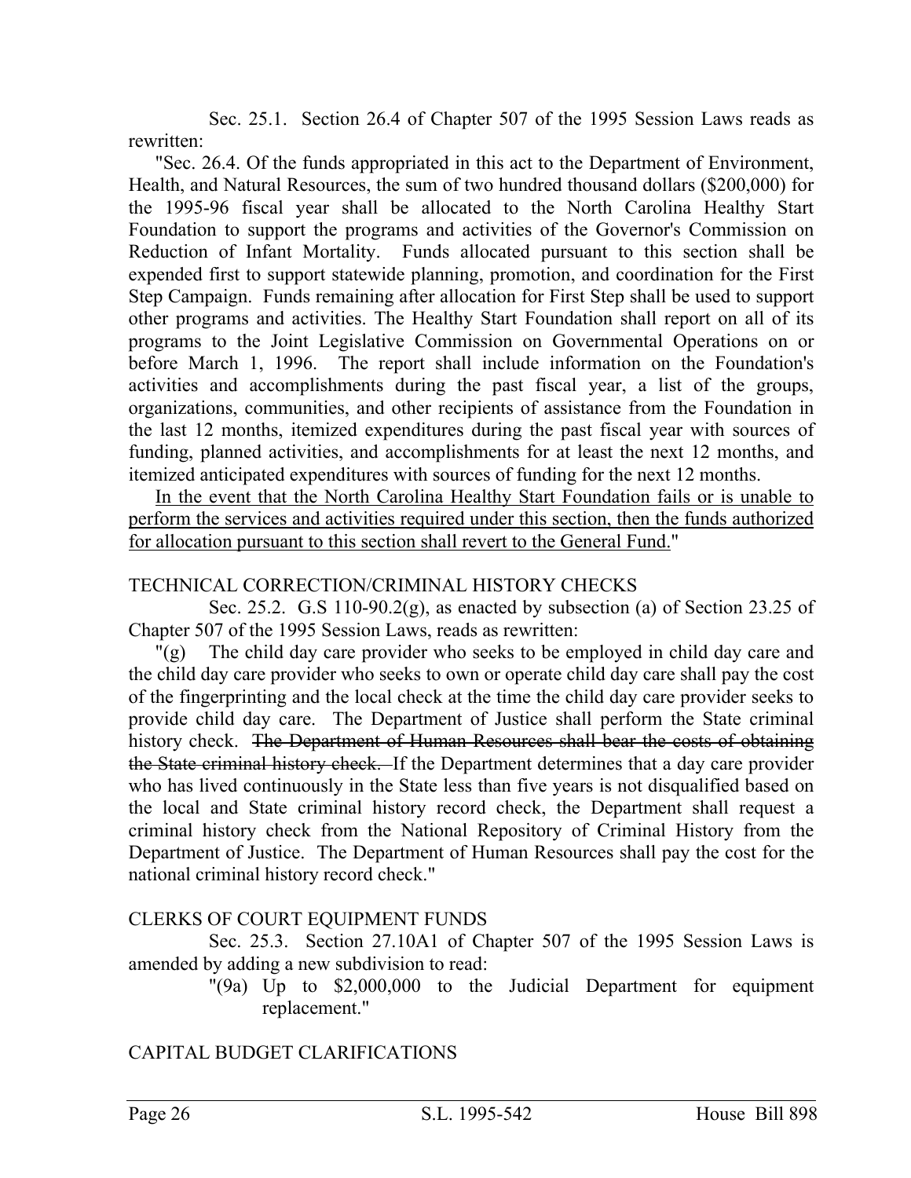Sec. 25.1. Section 26.4 of Chapter 507 of the 1995 Session Laws reads as rewritten:

"Sec. 26.4. Of the funds appropriated in this act to the Department of Environment, Health, and Natural Resources, the sum of two hundred thousand dollars ($200,000) for the 1995-96 fiscal year shall be allocated to the North Carolina Healthy Start Foundation to support the programs and activities of the Governor's Commission on Reduction of Infant Mortality. Funds allocated pursuant to this section shall be expended first to support statewide planning, promotion, and coordination for the First Step Campaign. Funds remaining after allocation for First Step shall be used to support other programs and activities. The Healthy Start Foundation shall report on all of its programs to the Joint Legislative Commission on Governmental Operations on or before March 1, 1996. The report shall include information on the Foundation's activities and accomplishments during the past fiscal year, a list of the groups, organizations, communities, and other recipients of assistance from the Foundation in the last 12 months, itemized expenditures during the past fiscal year with sources of funding, planned activities, and accomplishments for at least the next 12 months, and itemized anticipated expenditures with sources of funding for the next 12 months.

<u>In the event that the North Carolina Healthy Start Foundation fails or is unable to perform the services and activities required under this section, then the funds authorized for allocation pursuant to this section shall revert to the General Fund.</u>"

TECHNICAL CORRECTION/CRIMINAL HISTORY CHECKS

Sec. 25.2. G.S 110-90.2(g), as enacted by subsection (a) of Section 23.25 of Chapter 507 of the 1995 Session Laws, reads as rewritten:

"(g) The child day care provider who seeks to be employed in child day care and the child day care provider who seeks to own or operate child day care shall pay the cost of the fingerprinting and the local check at the time the child day care provider seeks to provide child day care. The Department of Justice shall perform the State criminal history check. ~~The Department of Human Resources shall bear the costs of obtaining the State criminal history check.~~ If the Department determines that a day care provider who has lived continuously in the State less than five years is not disqualified based on the local and State criminal history record check, the Department shall request a criminal history check from the National Repository of Criminal History from the Department of Justice. The Department of Human Resources shall pay the cost for the national criminal history record check."

CLERKS OF COURT EQUIPMENT FUNDS

Sec. 25.3. Section 27.10A1 of Chapter 507 of the 1995 Session Laws is amended by adding a new subdivision to read:

"(9a) Up to $2,000,000 to the Judicial Department for equipment replacement."

CAPITAL BUDGET CLARIFICATIONS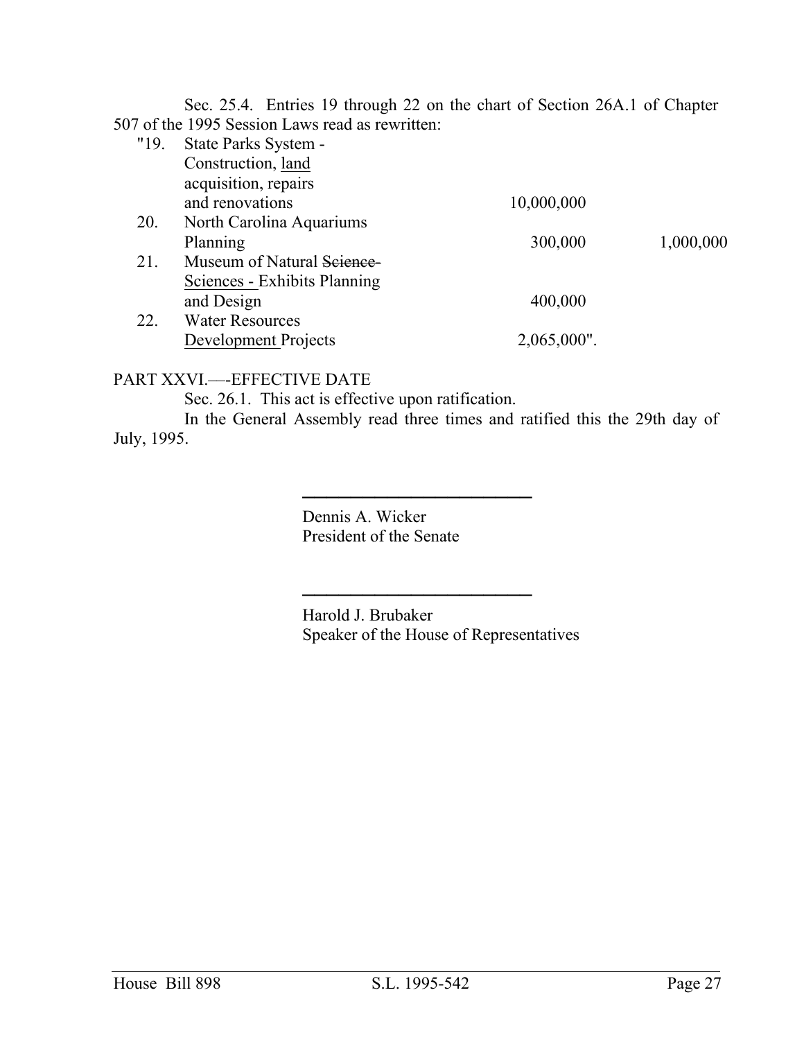Sec. 25.4. Entries 19 through 22 on the chart of Section 26A.1 of Chapter 507 of the 1995 Session Laws read as rewritten:

| | | | |
|---|---|---|---|
| "19. | State Parks System - Construction, land acquisition, repairs and renovations | 10,000,000 | |
| 20. | North Carolina Aquariums Planning | 300,000 | 1,000,000 |
| 21. | Museum of Natural ~~Science~~ Sciences - Exhibits Planning and Design | 400,000 | |
| 22. | Water Resources Development Projects | 2,065,000". | |

PART XXVI.—-EFFECTIVE DATE

Sec. 26.1. This act is effective upon ratification.

In the General Assembly read three times and ratified this the 29th day of July, 1995.

\_\_\_\_\_\_\_\_\_\_\_\_\_\_\_\_\_\_\_\_\_\_\_\_\_\_\_

Dennis A. Wicker
President of the Senate

\_\_\_\_\_\_\_\_\_\_\_\_\_\_\_\_\_\_\_\_\_\_\_\_\_\_\_

Harold J. Brubaker
Speaker of the House of Representatives

House Bill 898 S.L. 1995-542